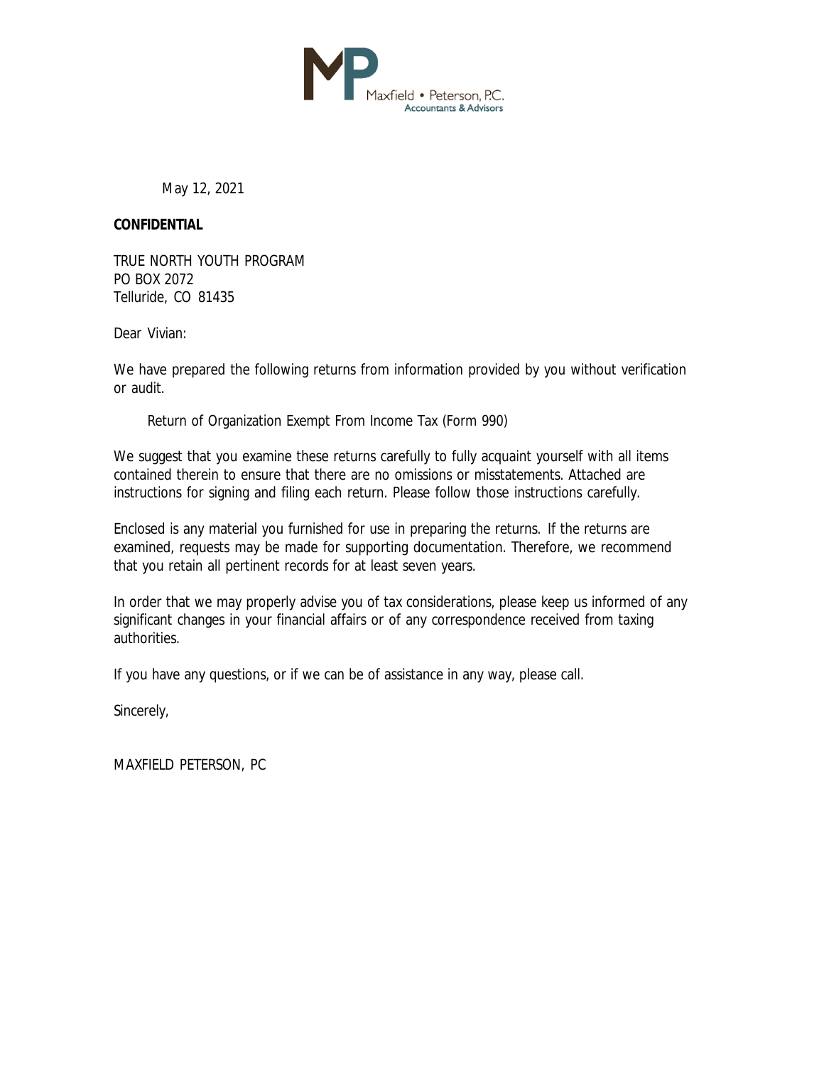Maxfield • Peterson, P.C.
Accountants & Advisors

May 12, 2021

**CONFIDENTIAL**

TRUE NORTH YOUTH PROGRAM
PO BOX 2072
Telluride, CO 81435

Dear Vivian:

We have prepared the following returns from information provided by you without verification or audit.

Return of Organization Exempt From Income Tax (Form 990)

We suggest that you examine these returns carefully to fully acquaint yourself with all items contained therein to ensure that there are no omissions or misstatements. Attached are instructions for signing and filing each return. Please follow those instructions carefully.

Enclosed is any material you furnished for use in preparing the returns. If the returns are examined, requests may be made for supporting documentation. Therefore, we recommend that you retain all pertinent records for at least seven years.

In order that we may properly advise you of tax considerations, please keep us informed of any significant changes in your financial affairs or of any correspondence received from taxing authorities.

If you have any questions, or if we can be of assistance in any way, please call.

Sincerely,

MAXFIELD PETERSON, PC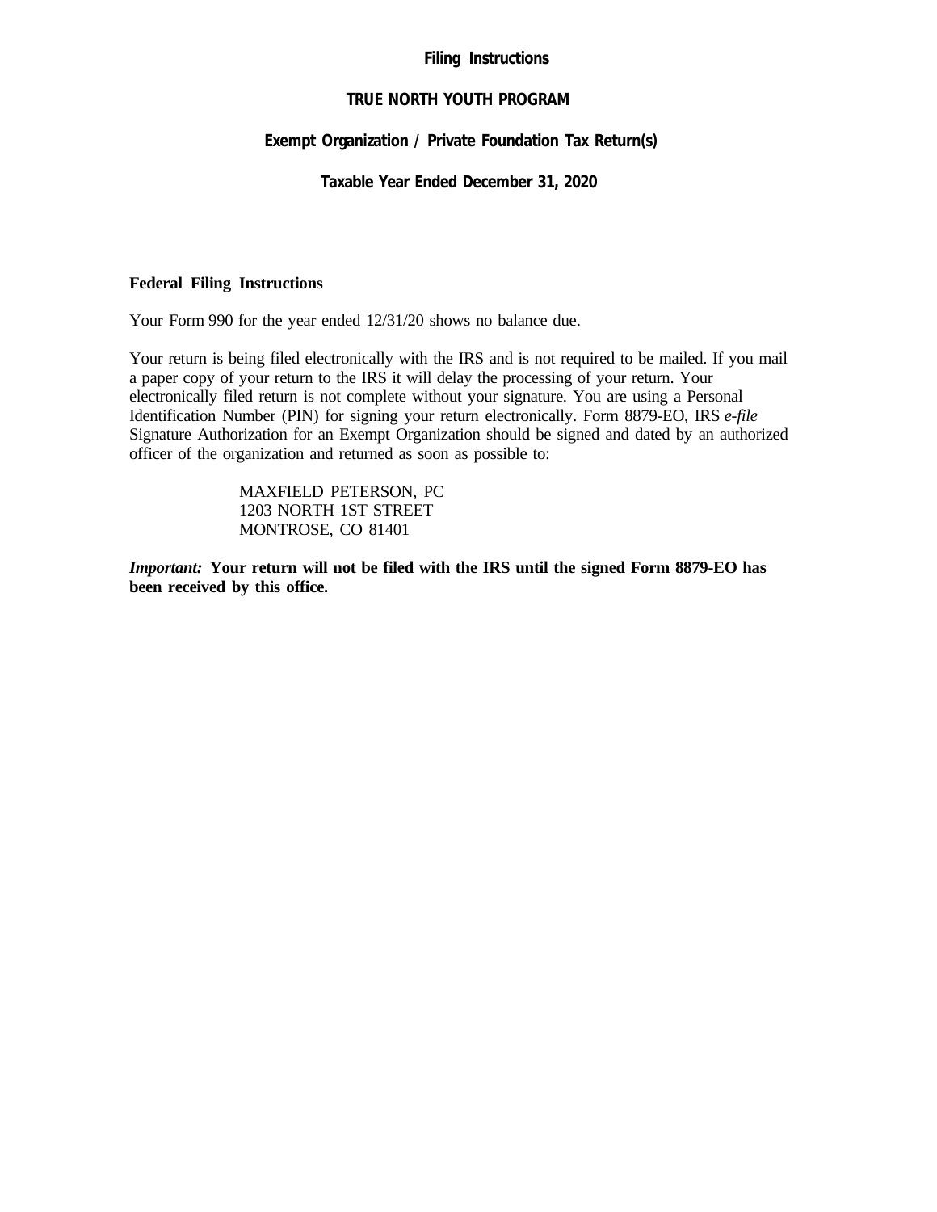**Filing Instructions**

**TRUE NORTH YOUTH PROGRAM**

**Exempt Organization / Private Foundation Tax Return(s)**

**Taxable Year Ended December 31, 2020**

**Federal Filing Instructions**

Your Form 990 for the year ended 12/31/20 shows no balance due.

Your return is being filed electronically with the IRS and is not required to be mailed. If you mail a paper copy of your return to the IRS it will delay the processing of your return. Your electronically filed return is not complete without your signature. You are using a Personal Identification Number (PIN) for signing your return electronically. Form 8879-EO, IRS *e-file* Signature Authorization for an Exempt Organization should be signed and dated by an authorized officer of the organization and returned as soon as possible to:

MAXFIELD PETERSON, PC
1203 NORTH 1ST STREET
MONTROSE, CO 81401

***Important:*** **Your return will not be filed with the IRS until the signed Form 8879-EO has been received by this office.**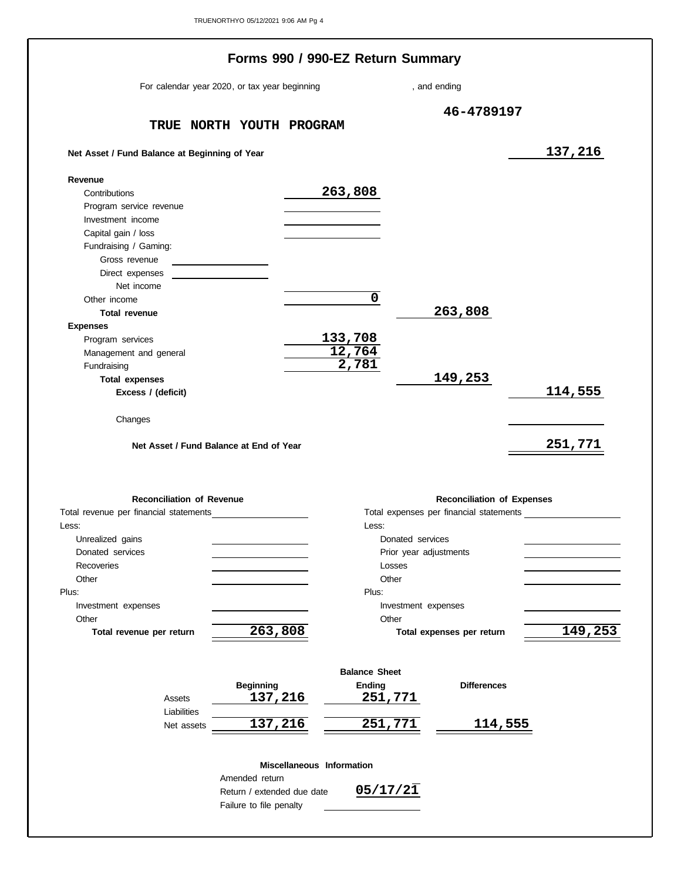# Forms 990 / 990-EZ Return Summary

For calendar year 2020, or tax year beginning , and ending

**TRUE NORTH YOUTH PROGRAM** — **46-4789197**

| | | | |
|---|---|---|---|
| **Net Asset / Fund Balance at Beginning of Year** | | | 137,216 |
| **Revenue** | | | |
| Contributions | 263,808 | | |
| Program service revenue | | | |
| Investment income | | | |
| Capital gain / loss | | | |
| Fundraising / Gaming: | | | |
| Gross revenue | | | |
| Direct expenses | | | |
| Net income | | | |
| Other income | 0 | | |
| **Total revenue** | | 263,808 | |
| **Expenses** | | | |
| Program services | 133,708 | | |
| Management and general | 12,764 | | |
| Fundraising | 2,781 | | |
| **Total expenses** | | 149,253 | |
| **Excess / (deficit)** | | | 114,555 |
| Changes | | | |
| **Net Asset / Fund Balance at End of Year** | | | 251,771 |

| **Reconciliation of Revenue** | | **Reconciliation of Expenses** | |
|---|---|---|---|
| Total revenue per financial statements | | Total expenses per financial statements | |
| Less: | | Less: | |
| Unrealized gains | | Donated services | |
| Donated services | | Prior year adjustments | |
| Recoveries | | Losses | |
| Other | | Other | |
| Plus: | | Plus: | |
| Investment expenses | | Investment expenses | |
| Other | | Other | |
| **Total revenue per return** | 263,808 | **Total expenses per return** | 149,253 |

**Balance Sheet**

| | Beginning | Ending | Differences |
|---|---|---|---|
| Assets | 137,216 | 251,771 | |
| Liabilities | | | |
| Net assets | 137,216 | 251,771 | 114,555 |

**Miscellaneous Information**

| | |
|---|---|
| Amended return | |
| Return / extended due date | 05/17/21 |
| Failure to file penalty | |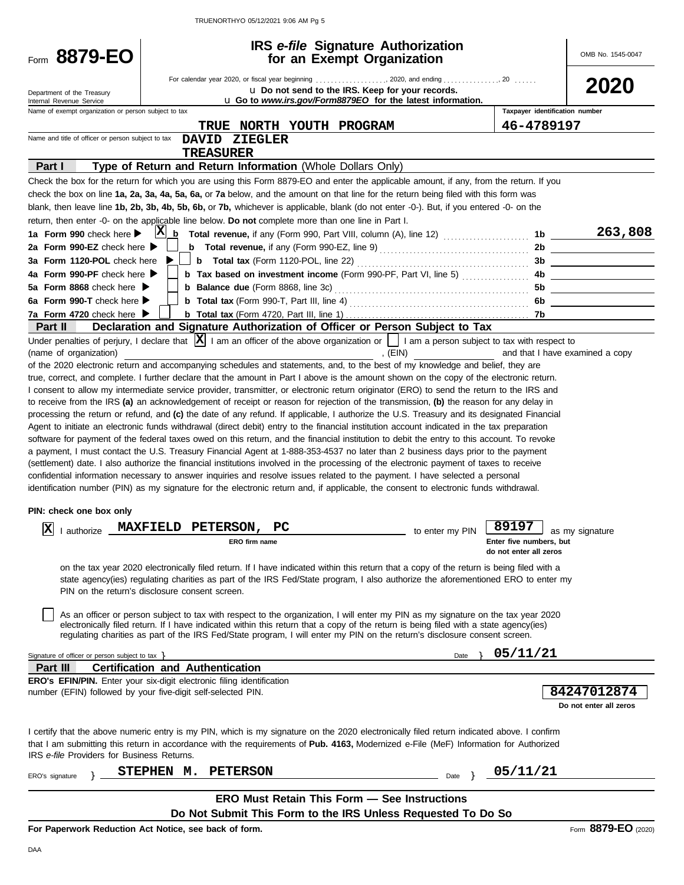Form **8879-EO**

Department of the Treasury
Internal Revenue Service

# IRS *e-file* Signature Authorization for an Exempt Organization

OMB No. 1545-0047

**2020**

For calendar year 2020, or fiscal year beginning ................, 2020, and ending ..............., 20 ......

u **Do not send to the IRS. Keep for your records.**

u **Go to *www.irs.gov/Form8879EO* for the latest information.**

Name of exempt organization or person subject to tax: **TRUE NORTH YOUTH PROGRAM**

Taxpayer identification number: **46-4789197**

Name and title of officer or person subject to tax: **DAVID ZIEGLER**
**TREASURER**

## Part I — Type of Return and Return Information (Whole Dollars Only)

Check the box for the return for which you are using this Form 8879-EO and enter the applicable amount, if any, from the return. If you check the box on line **1a, 2a, 3a, 4a, 5a, 6a,** or **7a** below, and the amount on that line for the return being filed with this form was blank, then leave line **1b, 2b, 3b, 4b, 5b, 6b,** or **7b,** whichever is applicable, blank (do not enter -0-). But, if you entered -0- on the return, then enter -0- on the applicable line below. **Do not** complete more than one line in Part I.

| Line | Check | Description | Line | Amount |
|---|---|---|---|---|
| **1a Form 990** check here ▶ | X | **b Total revenue,** if any (Form 990, Part VIII, column (A), line 12) | 1b | 263,808 |
| **2a Form 990-EZ** check here ▶ | | **b Total revenue,** if any (Form 990-EZ, line 9) | 2b | |
| **3a Form 1120-POL** check here ▶ | | **b Total tax** (Form 1120-POL, line 22) | 3b | |
| **4a Form 990-PF** check here ▶ | | **b Tax based on investment income** (Form 990-PF, Part VI, line 5) | 4b | |
| **5a Form 8868** check here ▶ | | **b Balance due** (Form 8868, line 3c) | 5b | |
| **6a Form 990-T** check here ▶ | | **b Total tax** (Form 990-T, Part III, line 4) | 6b | |
| **7a Form 4720** check here ▶ | | **b Total tax** (Form 4720, Part III, line 1) | 7b | |

## Part II — Declaration and Signature Authorization of Officer or Person Subject to Tax

Under penalties of perjury, I declare that [X] I am an officer of the above organization or [ ] I am a person subject to tax with respect to (name of organization) ______________________, (EIN) ______________ and that I have examined a copy of the 2020 electronic return and accompanying schedules and statements, and, to the best of my knowledge and belief, they are true, correct, and complete. I further declare that the amount in Part I above is the amount shown on the copy of the electronic return. I consent to allow my intermediate service provider, transmitter, or electronic return originator (ERO) to send the return to the IRS and to receive from the IRS **(a)** an acknowledgement of receipt or reason for rejection of the transmission, **(b)** the reason for any delay in processing the return or refund, and **(c)** the date of any refund. If applicable, I authorize the U.S. Treasury and its designated Financial Agent to initiate an electronic funds withdrawal (direct debit) entry to the financial institution account indicated in the tax preparation software for payment of the federal taxes owed on this return, and the financial institution to debit the entry to this account. To revoke a payment, I must contact the U.S. Treasury Financial Agent at 1-888-353-4537 no later than 2 business days prior to the payment (settlement) date. I also authorize the financial institutions involved in the processing of the electronic payment of taxes to receive confidential information necessary to answer inquiries and resolve issues related to the payment. I have selected a personal identification number (PIN) as my signature for the electronic return and, if applicable, the consent to electronic funds withdrawal.

**PIN: check one box only**

[X] I authorize **MAXFIELD PETERSON, PC** (ERO firm name) to enter my PIN **89197** (Enter five numbers, but do not enter all zeros) as my signature on the tax year 2020 electronically filed return. If I have indicated within this return that a copy of the return is being filed with a state agency(ies) regulating charities as part of the IRS Fed/State program, I also authorize the aforementioned ERO to enter my PIN on the return's disclosure consent screen.

[ ] As an officer or person subject to tax with respect to the organization, I will enter my PIN as my signature on the tax year 2020 electronically filed return. If I have indicated within this return that a copy of the return is being filed with a state agency(ies) regulating charities as part of the IRS Fed/State program, I will enter my PIN on the return's disclosure consent screen.

Signature of officer or person subject to tax } ____________________ Date } **05/11/21**

## Part III — Certification and Authentication

**ERO's EFIN/PIN.** Enter your six-digit electronic filing identification number (EFIN) followed by your five-digit self-selected PIN.

**84247012874**
Do not enter all zeros

I certify that the above numeric entry is my PIN, which is my signature on the 2020 electronically filed return indicated above. I confirm that I am submitting this return in accordance with the requirements of **Pub. 4163,** Modernized e-File (MeF) Information for Authorized IRS *e-file* Providers for Business Returns.

ERO's signature } **STEPHEN M. PETERSON** Date } **05/11/21**

**ERO Must Retain This Form — See Instructions**

**Do Not Submit This Form to the IRS Unless Requested To Do So**

**For Paperwork Reduction Act Notice, see back of form.**

Form **8879-EO** (2020)

DAA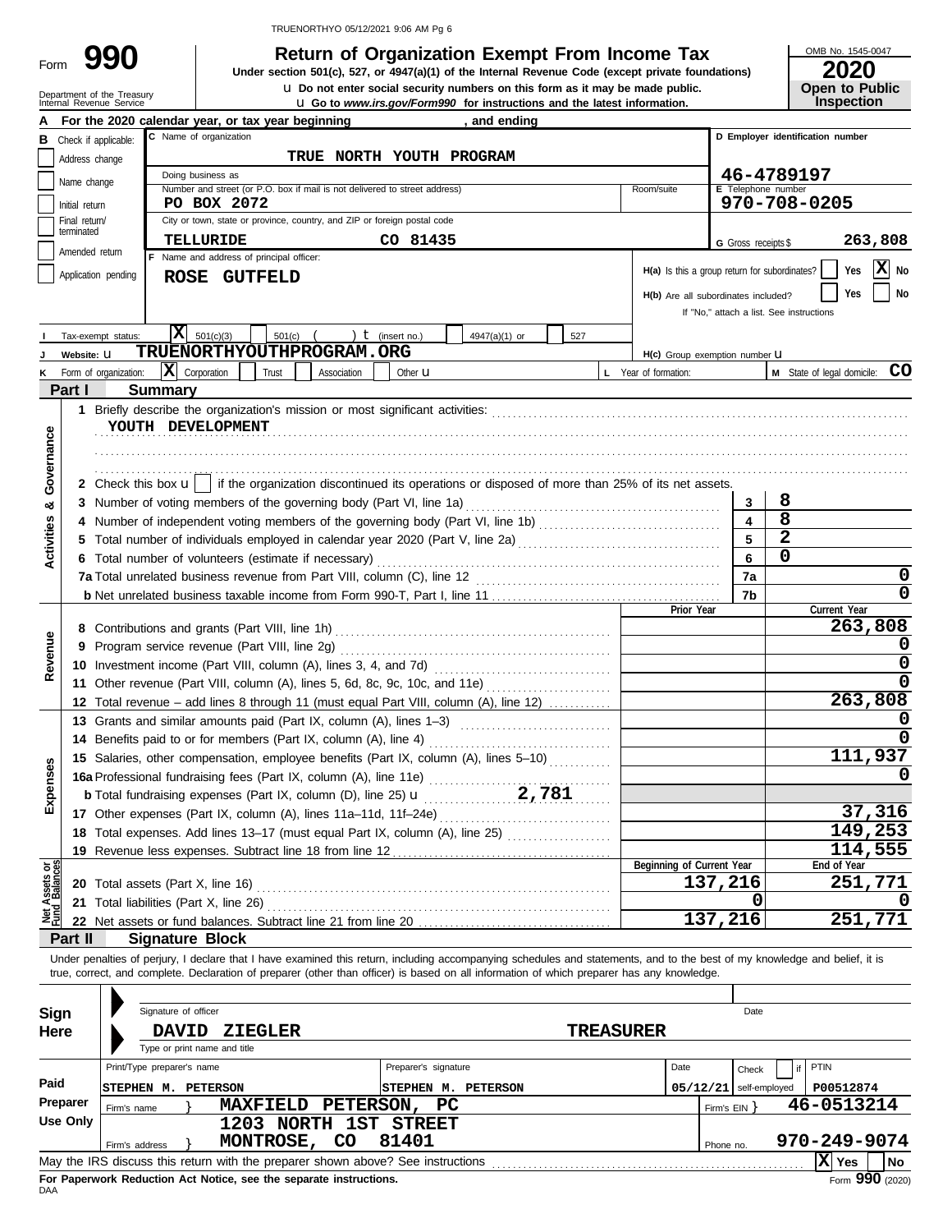Form **990**

# Return of Organization Exempt From Income Tax

**Under section 501(c), 527, or 4947(a)(1) of the Internal Revenue Code (except private foundations)**

u Do not enter social security numbers on this form as it may be made public.

u Go to *www.irs.gov/Form990* for instructions and the latest information.

Department of the Treasury
Internal Revenue Service

OMB No. 1545-0047

**2020**

**Open to Public Inspection**

**A** For the 2020 calendar year, or tax year beginning , and ending

**B** Check if applicable: Address change; Name change; Initial return; Final return/terminated; Amended return; Application pending

**C** Name of organization: TRUE NORTH YOUTH PROGRAM

Doing business as

Number and street (or P.O. box if mail is not delivered to street address): PO BOX 2072 — Room/suite

City or town, state or province, country, and ZIP or foreign postal code: TELLURIDE CO 81435

**D** Employer identification number: 46-4789197

**E** Telephone number: 970-708-0205

**G** Gross receipts $ 263,808

**F** Name and address of principal officer: ROSE GUTFELD

H(a) Is this a group return for subordinates? Yes [ ] No [X]

H(b) Are all subordinates included? Yes [ ] No [ ]

If "No," attach a list. See instructions

**I** Tax-exempt status: [X] 501(c)(3) [ ] 501(c) ( ) t (insert no.) [ ] 4947(a)(1) or [ ] 527

**J** Website: u TRUENORTHYOUTHPROGRAM.ORG

H(c) Group exemption number u

**K** Form of organization: [X] Corporation [ ] Trust [ ] Association [ ] Other u

**L** Year of formation:

**M** State of legal domicile: CO

## Part I Summary

**Activities & Governance**

1 Briefly describe the organization's mission or most significant activities:
YOUTH DEVELOPMENT

2 Check this box u [ ] if the organization discontinued its operations or disposed of more than 25% of its net assets.

| | | | |
|---|---|---|---|
| 3 | Number of voting members of the governing body (Part VI, line 1a) | 3 | 8 |
| 4 | Number of independent voting members of the governing body (Part VI, line 1b) | 4 | 8 |
| 5 | Total number of individuals employed in calendar year 2020 (Part V, line 2a) | 5 | 2 |
| 6 | Total number of volunteers (estimate if necessary) | 6 | 0 |
| 7a | Total unrelated business revenue from Part VIII, column (C), line 12 | 7a | 0 |
| b | Net unrelated business taxable income from Form 990-T, Part I, line 11 | 7b | 0 |

| | | Prior Year | Current Year |
|---|---|---|---|
| **Revenue** | | | |
| 8 | Contributions and grants (Part VIII, line 1h) | | 263,808 |
| 9 | Program service revenue (Part VIII, line 2g) | | 0 |
| 10 | Investment income (Part VIII, column (A), lines 3, 4, and 7d) | | 0 |
| 11 | Other revenue (Part VIII, column (A), lines 5, 6d, 8c, 9c, 10c, and 11e) | | 0 |
| 12 | Total revenue – add lines 8 through 11 (must equal Part VIII, column (A), line 12) | | 263,808 |
| **Expenses** | | | |
| 13 | Grants and similar amounts paid (Part IX, column (A), lines 1–3) | | 0 |
| 14 | Benefits paid to or for members (Part IX, column (A), line 4) | | 0 |
| 15 | Salaries, other compensation, employee benefits (Part IX, column (A), lines 5–10) | | 111,937 |
| 16a | Professional fundraising fees (Part IX, column (A), line 11e) | | 0 |
| b | Total fundraising expenses (Part IX, column (D), line 25) u 2,781 | | |
| 17 | Other expenses (Part IX, column (A), lines 11a–11d, 11f–24e) | | 37,316 |
| 18 | Total expenses. Add lines 13–17 (must equal Part IX, column (A), line 25) | | 149,253 |
| 19 | Revenue less expenses. Subtract line 18 from line 12 | | 114,555 |

| **Net Assets or Fund Balances** | | Beginning of Current Year | End of Year |
|---|---|---|---|
| 20 | Total assets (Part X, line 16) | 137,216 | 251,771 |
| 21 | Total liabilities (Part X, line 26) | 0 | 0 |
| 22 | Net assets or fund balances. Subtract line 21 from line 20 | 137,216 | 251,771 |

## Part II Signature Block

Under penalties of perjury, I declare that I have examined this return, including accompanying schedules and statements, and to the best of my knowledge and belief, it is true, correct, and complete. Declaration of preparer (other than officer) is based on all information of which preparer has any knowledge.

**Sign Here**

Signature of officer — Date

DAVID ZIEGLER TREASURER

Type or print name and title

**Paid Preparer Use Only**

| Print/Type preparer's name | Preparer's signature | Date | Check [ ] if self-employed | PTIN |
|---|---|---|---|---|
| STEPHEN M. PETERSON | STEPHEN M. PETERSON | 05/12/21 | | P00512874 |

Firm's name } MAXFIELD PETERSON, PC — Firm's EIN } 46-0513214

Firm's address } 1203 NORTH 1ST STREET, MONTROSE, CO 81401 — Phone no. 970-249-9074

May the IRS discuss this return with the preparer shown above? See instructions [X] Yes [ ] No

**For Paperwork Reduction Act Notice, see the separate instructions.**

DAA

Form **990** (2020)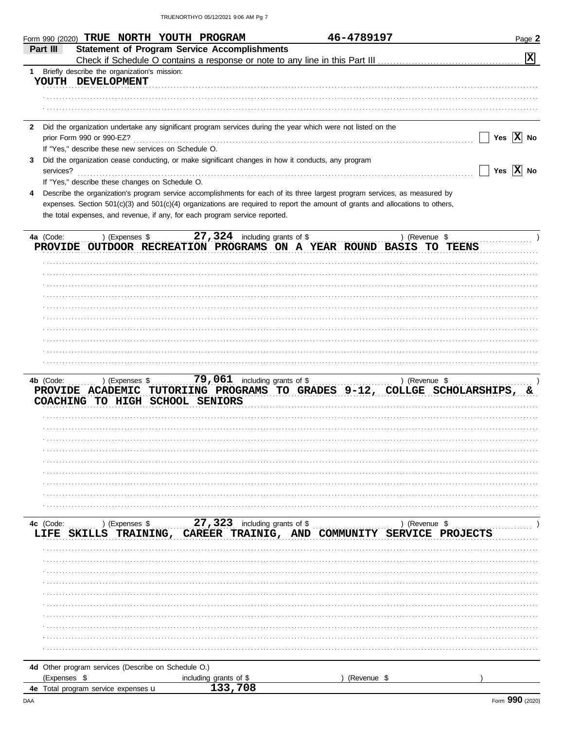Form 990 (2020) **TRUE NORTH YOUTH PROGRAM** **46-4789197** Page **2**

## Part III Statement of Program Service Accomplishments

Check if Schedule O contains a response or note to any line in this Part III .......... **X**

**1** Briefly describe the organization's mission:

YOUTH DEVELOPMENT

**2** Did the organization undertake any significant program services during the year which were not listed on the prior Form 990 or 990-EZ? .......... Yes **X** No

If "Yes," describe these new services on Schedule O.

**3** Did the organization cease conducting, or make significant changes in how it conducts, any program services? .......... Yes **X** No

If "Yes," describe these changes on Schedule O.

**4** Describe the organization's program service accomplishments for each of its three largest program services, as measured by expenses. Section 501(c)(3) and 501(c)(4) organizations are required to report the amount of grants and allocations to others, the total expenses, and revenue, if any, for each program service reported.

**4a** (Code: ) (Expenses $ **27,324** including grants of $ ) (Revenue $ )

PROVIDE OUTDOOR RECREATION PROGRAMS ON A YEAR ROUND BASIS TO TEENS

**4b** (Code: ) (Expenses $ **79,061** including grants of $ ) (Revenue $ )

PROVIDE ACADEMIC TUTORIING PROGRAMS TO GRADES 9-12, COLLGE SCHOLARSHIPS, & COACHING TO HIGH SCHOOL SENIORS

**4c** (Code: ) (Expenses $ **27,323** including grants of $ ) (Revenue $ )

LIFE SKILLS TRAINING, CAREER TRAINIG, AND COMMUNITY SERVICE PROJECTS

**4d** Other program services (Describe on Schedule O.)

(Expenses $ including grants of $ ) (Revenue $ )

**4e** Total program service expenses **133,708**

Form **990** (2020)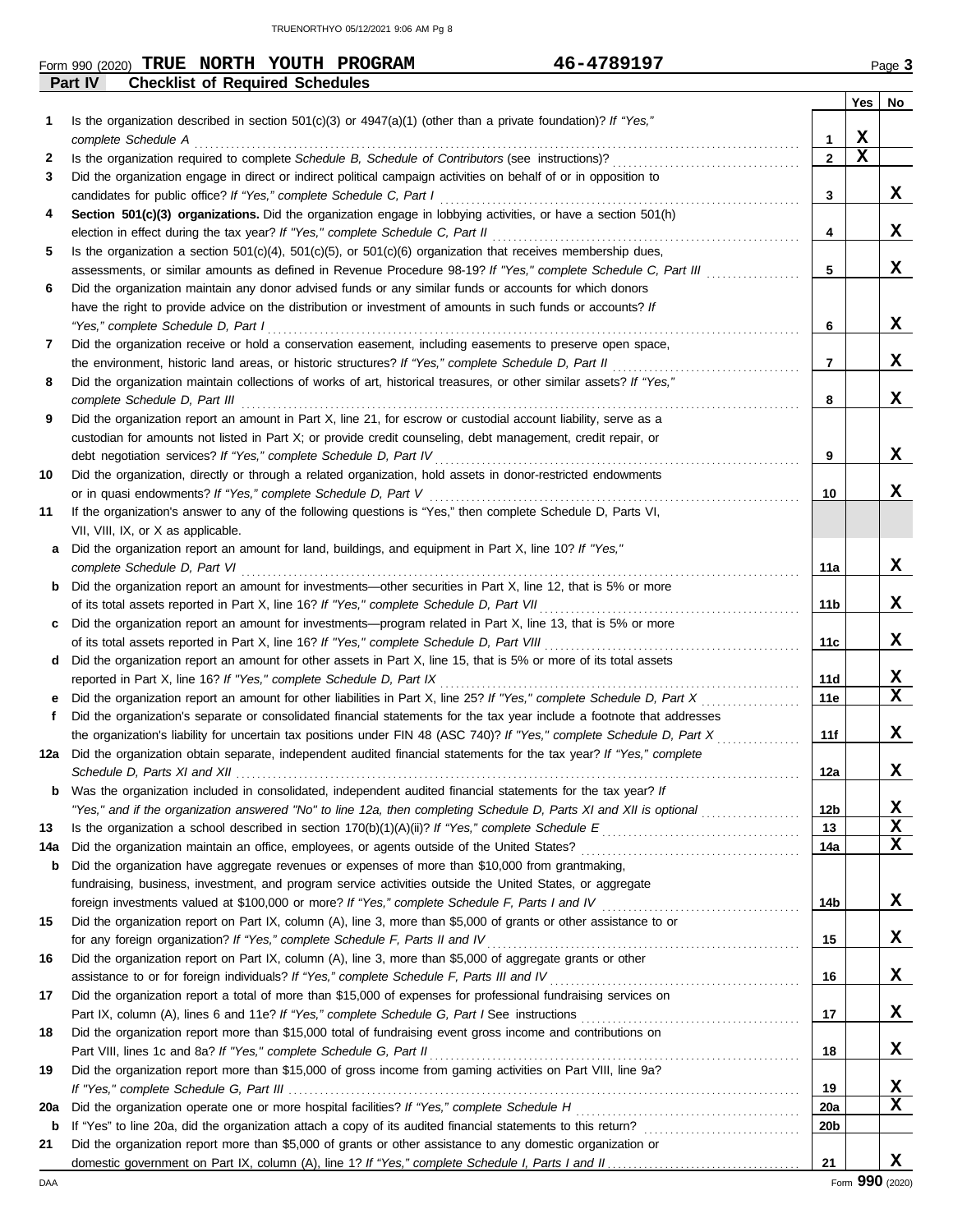Form 990 (2020) **TRUE NORTH YOUTH PROGRAM** **46-4789197** Page **3**

## Part IV Checklist of Required Schedules

| | | | Yes | No |
|---|---|---|---|---|
| **1** | Is the organization described in section 501(c)(3) or 4947(a)(1) (other than a private foundation)? *If "Yes," complete Schedule A* | 1 | X | |
| **2** | Is the organization required to complete *Schedule B, Schedule of Contributors* (see instructions)? | 2 | X | |
| **3** | Did the organization engage in direct or indirect political campaign activities on behalf of or in opposition to candidates for public office? *If "Yes," complete Schedule C, Part I* | 3 | | X |
| **4** | **Section 501(c)(3) organizations.** Did the organization engage in lobbying activities, or have a section 501(h) election in effect during the tax year? *If "Yes," complete Schedule C, Part II* | 4 | | X |
| **5** | Is the organization a section 501(c)(4), 501(c)(5), or 501(c)(6) organization that receives membership dues, assessments, or similar amounts as defined in Revenue Procedure 98-19? *If "Yes," complete Schedule C, Part III* | 5 | | X |
| **6** | Did the organization maintain any donor advised funds or any similar funds or accounts for which donors have the right to provide advice on the distribution or investment of amounts in such funds or accounts? *If "Yes," complete Schedule D, Part I* | 6 | | X |
| **7** | Did the organization receive or hold a conservation easement, including easements to preserve open space, the environment, historic land areas, or historic structures? *If "Yes," complete Schedule D, Part II* | 7 | | X |
| **8** | Did the organization maintain collections of works of art, historical treasures, or other similar assets? *If "Yes," complete Schedule D, Part III* | 8 | | X |
| **9** | Did the organization report an amount in Part X, line 21, for escrow or custodial account liability, serve as a custodian for amounts not listed in Part X; or provide credit counseling, debt management, credit repair, or debt negotiation services? *If "Yes," complete Schedule D, Part IV* | 9 | | X |
| **10** | Did the organization, directly or through a related organization, hold assets in donor-restricted endowments or in quasi endowments? *If "Yes," complete Schedule D, Part V* | 10 | | X |
| **11** | If the organization's answer to any of the following questions is "Yes," then complete Schedule D, Parts VI, VII, VIII, IX, or X as applicable. | | | |
| **a** | Did the organization report an amount for land, buildings, and equipment in Part X, line 10? *If "Yes," complete Schedule D, Part VI* | 11a | | X |
| **b** | Did the organization report an amount for investments—other securities in Part X, line 12, that is 5% or more of its total assets reported in Part X, line 16? *If "Yes," complete Schedule D, Part VII* | 11b | | X |
| **c** | Did the organization report an amount for investments—program related in Part X, line 13, that is 5% or more of its total assets reported in Part X, line 16? *If "Yes," complete Schedule D, Part VIII* | 11c | | X |
| **d** | Did the organization report an amount for other assets in Part X, line 15, that is 5% or more of its total assets reported in Part X, line 16? *If "Yes," complete Schedule D, Part IX* | 11d | | X |
| **e** | Did the organization report an amount for other liabilities in Part X, line 25? *If "Yes," complete Schedule D, Part X* | 11e | | X |
| **f** | Did the organization's separate or consolidated financial statements for the tax year include a footnote that addresses the organization's liability for uncertain tax positions under FIN 48 (ASC 740)? *If "Yes," complete Schedule D, Part X* | 11f | | X |
| **12a** | Did the organization obtain separate, independent audited financial statements for the tax year? *If "Yes," complete Schedule D, Parts XI and XII* | 12a | | X |
| **b** | Was the organization included in consolidated, independent audited financial statements for the tax year? *If "Yes," and if the organization answered "No" to line 12a, then completing Schedule D, Parts XI and XII is optional* | 12b | | X |
| **13** | Is the organization a school described in section 170(b)(1)(A)(ii)? *If "Yes," complete Schedule E* | 13 | | X |
| **14a** | Did the organization maintain an office, employees, or agents outside of the United States? | 14a | | X |
| **b** | Did the organization have aggregate revenues or expenses of more than $10,000 from grantmaking, fundraising, business, investment, and program service activities outside the United States, or aggregate foreign investments valued at $100,000 or more? *If "Yes," complete Schedule F, Parts I and IV* | 14b | | X |
| **15** | Did the organization report on Part IX, column (A), line 3, more than $5,000 of grants or other assistance to or for any foreign organization? *If "Yes," complete Schedule F, Parts II and IV* | 15 | | X |
| **16** | Did the organization report on Part IX, column (A), line 3, more than $5,000 of aggregate grants or other assistance to or for foreign individuals? *If "Yes," complete Schedule F, Parts III and IV* | 16 | | X |
| **17** | Did the organization report a total of more than $15,000 of expenses for professional fundraising services on Part IX, column (A), lines 6 and 11e? *If "Yes," complete Schedule G, Part I* See instructions | 17 | | X |
| **18** | Did the organization report more than $15,000 total of fundraising event gross income and contributions on Part VIII, lines 1c and 8a? *If "Yes," complete Schedule G, Part II* | 18 | | X |
| **19** | Did the organization report more than $15,000 of gross income from gaming activities on Part VIII, line 9a? *If "Yes," complete Schedule G, Part III* | 19 | | X |
| **20a** | Did the organization operate one or more hospital facilities? *If "Yes," complete Schedule H* | 20a | | X |
| **b** | If "Yes" to line 20a, did the organization attach a copy of its audited financial statements to this return? | 20b | | |
| **21** | Did the organization report more than $5,000 of grants or other assistance to any domestic organization or domestic government on Part IX, column (A), line 1? *If "Yes," complete Schedule I, Parts I and II* | 21 | | X |

DAA Form **990** (2020)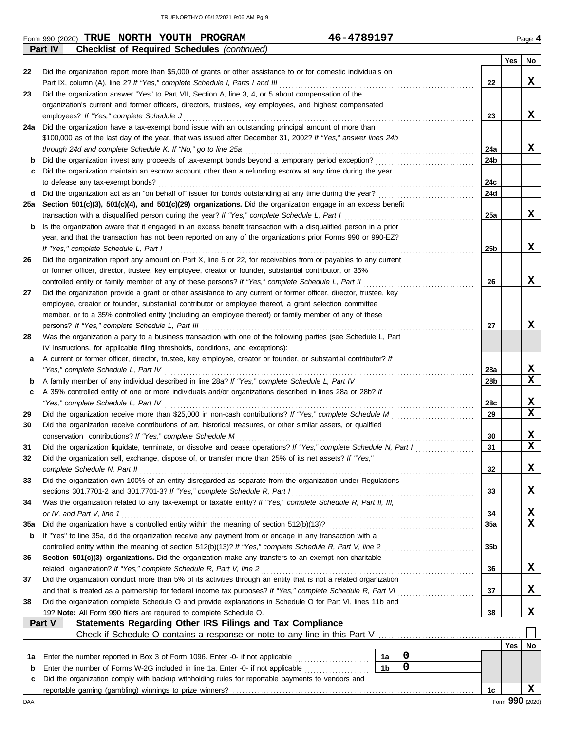Form 990 (2020) **TRUE NORTH YOUTH PROGRAM** **46-4789197** Page **4**

**Part IV** **Checklist of Required Schedules** *(continued)*

| | | | Yes | No |
|---|---|---|---|---|
| 22 | Did the organization report more than $5,000 of grants or other assistance to or for domestic individuals on Part IX, column (A), line 2? *If "Yes," complete Schedule I, Parts I and III* | 22 | | X |
| 23 | Did the organization answer "Yes" to Part VII, Section A, line 3, 4, or 5 about compensation of the organization's current and former officers, directors, trustees, key employees, and highest compensated employees? *If "Yes," complete Schedule J* | 23 | | X |
| 24a | Did the organization have a tax-exempt bond issue with an outstanding principal amount of more than $100,000 as of the last day of the year, that was issued after December 31, 2002? *If "Yes," answer lines 24b through 24d and complete Schedule K. If "No," go to line 25a* | 24a | | X |
| b | Did the organization invest any proceeds of tax-exempt bonds beyond a temporary period exception? | 24b | | |
| c | Did the organization maintain an escrow account other than a refunding escrow at any time during the year to defease any tax-exempt bonds? | 24c | | |
| d | Did the organization act as an "on behalf of" issuer for bonds outstanding at any time during the year? | 24d | | |
| 25a | **Section 501(c)(3), 501(c)(4), and 501(c)(29) organizations.** Did the organization engage in an excess benefit transaction with a disqualified person during the year? *If "Yes," complete Schedule L, Part I* | 25a | | X |
| b | Is the organization aware that it engaged in an excess benefit transaction with a disqualified person in a prior year, and that the transaction has not been reported on any of the organization's prior Forms 990 or 990-EZ? *If "Yes," complete Schedule L, Part I* | 25b | | X |
| 26 | Did the organization report any amount on Part X, line 5 or 22, for receivables from or payables to any current or former officer, director, trustee, key employee, creator or founder, substantial contributor, or 35% controlled entity or family member of any of these persons? *If "Yes," complete Schedule L, Part II* | 26 | | X |
| 27 | Did the organization provide a grant or other assistance to any current or former officer, director, trustee, key employee, creator or founder, substantial contributor or employee thereof, a grant selection committee member, or to a 35% controlled entity (including an employee thereof) or family member of any of these persons? *If "Yes," complete Schedule L, Part III* | 27 | | X |
| 28 | Was the organization a party to a business transaction with one of the following parties (see Schedule L, Part IV instructions, for applicable filing thresholds, conditions, and exceptions): | | | |
| a | A current or former officer, director, trustee, key employee, creator or founder, or substantial contributor? *If "Yes," complete Schedule L, Part IV* | 28a | | X |
| b | A family member of any individual described in line 28a? *If "Yes," complete Schedule L, Part IV* | 28b | | X |
| c | A 35% controlled entity of one or more individuals and/or organizations described in lines 28a or 28b? *If "Yes," complete Schedule L, Part IV* | 28c | | X |
| 29 | Did the organization receive more than $25,000 in non-cash contributions? *If "Yes," complete Schedule M* | 29 | | X |
| 30 | Did the organization receive contributions of art, historical treasures, or other similar assets, or qualified conservation contributions? *If "Yes," complete Schedule M* | 30 | | X |
| 31 | Did the organization liquidate, terminate, or dissolve and cease operations? *If "Yes," complete Schedule N, Part I* | 31 | | X |
| 32 | Did the organization sell, exchange, dispose of, or transfer more than 25% of its net assets? *If "Yes," complete Schedule N, Part II* | 32 | | X |
| 33 | Did the organization own 100% of an entity disregarded as separate from the organization under Regulations sections 301.7701-2 and 301.7701-3? *If "Yes," complete Schedule R, Part I* | 33 | | X |
| 34 | Was the organization related to any tax-exempt or taxable entity? *If "Yes," complete Schedule R, Part II, III, or IV, and Part V, line 1* | 34 | | X |
| 35a | Did the organization have a controlled entity within the meaning of section 512(b)(13)? | 35a | | X |
| b | If "Yes" to line 35a, did the organization receive any payment from or engage in any transaction with a controlled entity within the meaning of section 512(b)(13)? *If "Yes," complete Schedule R, Part V, line 2* | 35b | | |
| 36 | **Section 501(c)(3) organizations.** Did the organization make any transfers to an exempt non-charitable related organization? *If "Yes," complete Schedule R, Part V, line 2* | 36 | | X |
| 37 | Did the organization conduct more than 5% of its activities through an entity that is not a related organization and that is treated as a partnership for federal income tax purposes? *If "Yes," complete Schedule R, Part VI* | 37 | | X |
| 38 | Did the organization complete Schedule O and provide explanations in Schedule O for Part VI, lines 11b and 19? **Note:** All Form 990 filers are required to complete Schedule O. | 38 | | X |

**Part V** **Statements Regarding Other IRS Filings and Tax Compliance**

Check if Schedule O contains a response or note to any line in this Part V ☐

| | | | | | Yes | No |
|---|---|---|---|---|---|---|
| 1a | Enter the number reported in Box 3 of Form 1096. Enter -0- if not applicable | 1a | 0 | | | |
| b | Enter the number of Forms W-2G included in line 1a. Enter -0- if not applicable | 1b | 0 | | | |
| c | Did the organization comply with backup withholding rules for reportable payments to vendors and reportable gaming (gambling) winnings to prize winners? | | | 1c | | X |

Form **990** (2020)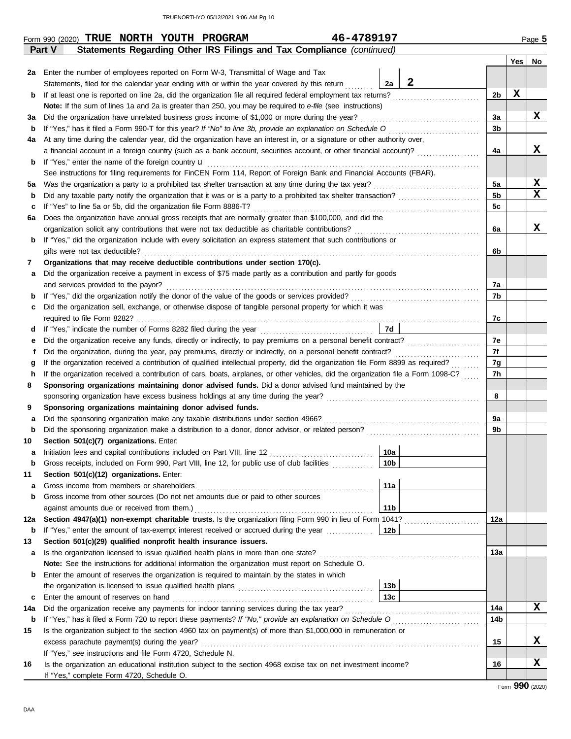Form 990 (2020) **TRUE NORTH YOUTH PROGRAM** **46-4789197** Page **5**

**Part V** **Statements Regarding Other IRS Filings and Tax Compliance** *(continued)*

| | | | | Yes | No |
|---|---|---|---|---|---|
| **2a** | Enter the number of employees reported on Form W-3, Transmittal of Wage and Tax Statements, filed for the calendar year ending with or within the year covered by this return | 2a: **2** | | | |
| **b** | If at least one is reported on line 2a, did the organization file all required federal employment tax returns? | | 2b | X | |
| | **Note:** If the sum of lines 1a and 2a is greater than 250, you may be required to *e-file* (see instructions) | | | | |
| **3a** | Did the organization have unrelated business gross income of $1,000 or more during the year? | | 3a | | X |
| **b** | If "Yes," has it filed a Form 990-T for this year? *If "No" to line 3b, provide an explanation on Schedule O* | | 3b | | |
| **4a** | At any time during the calendar year, did the organization have an interest in, or a signature or other authority over, a financial account in a foreign country (such as a bank account, securities account, or other financial account)? | | 4a | | X |
| **b** | If "Yes," enter the name of the foreign country u | | | | |
| | See instructions for filing requirements for FinCEN Form 114, Report of Foreign Bank and Financial Accounts (FBAR). | | | | |
| **5a** | Was the organization a party to a prohibited tax shelter transaction at any time during the tax year? | | 5a | | X |
| **b** | Did any taxable party notify the organization that it was or is a party to a prohibited tax shelter transaction? | | 5b | | X |
| **c** | If "Yes" to line 5a or 5b, did the organization file Form 8886-T? | | 5c | | |
| **6a** | Does the organization have annual gross receipts that are normally greater than $100,000, and did the organization solicit any contributions that were not tax deductible as charitable contributions? | | 6a | | X |
| **b** | If "Yes," did the organization include with every solicitation an express statement that such contributions or gifts were not tax deductible? | | 6b | | |
| **7** | **Organizations that may receive deductible contributions under section 170(c).** | | | | |
| **a** | Did the organization receive a payment in excess of $75 made partly as a contribution and partly for goods and services provided to the payor? | | 7a | | |
| **b** | If "Yes," did the organization notify the donor of the value of the goods or services provided? | | 7b | | |
| **c** | Did the organization sell, exchange, or otherwise dispose of tangible personal property for which it was required to file Form 8282? | | 7c | | |
| **d** | If "Yes," indicate the number of Forms 8282 filed during the year | 7d | | | |
| **e** | Did the organization receive any funds, directly or indirectly, to pay premiums on a personal benefit contract? | | 7e | | |
| **f** | Did the organization, during the year, pay premiums, directly or indirectly, on a personal benefit contract? | | 7f | | |
| **g** | If the organization received a contribution of qualified intellectual property, did the organization file Form 8899 as required? | | 7g | | |
| **h** | If the organization received a contribution of cars, boats, airplanes, or other vehicles, did the organization file a Form 1098-C? | | 7h | | |
| **8** | **Sponsoring organizations maintaining donor advised funds.** Did a donor advised fund maintained by the sponsoring organization have excess business holdings at any time during the year? | | 8 | | |
| **9** | **Sponsoring organizations maintaining donor advised funds.** | | | | |
| **a** | Did the sponsoring organization make any taxable distributions under section 4966? | | 9a | | |
| **b** | Did the sponsoring organization make a distribution to a donor, donor advisor, or related person? | | 9b | | |
| **10** | **Section 501(c)(7) organizations.** Enter: | | | | |
| **a** | Initiation fees and capital contributions included on Part VIII, line 12 | 10a | | | |
| **b** | Gross receipts, included on Form 990, Part VIII, line 12, for public use of club facilities | 10b | | | |
| **11** | **Section 501(c)(12) organizations.** Enter: | | | | |
| **a** | Gross income from members or shareholders | 11a | | | |
| **b** | Gross income from other sources (Do not net amounts due or paid to other sources against amounts due or received from them.) | 11b | | | |
| **12a** | **Section 4947(a)(1) non-exempt charitable trusts.** Is the organization filing Form 990 in lieu of Form 1041? | | 12a | | |
| **b** | If "Yes," enter the amount of tax-exempt interest received or accrued during the year | 12b | | | |
| **13** | **Section 501(c)(29) qualified nonprofit health insurance issuers.** | | | | |
| **a** | Is the organization licensed to issue qualified health plans in more than one state? | | 13a | | |
| | **Note:** See the instructions for additional information the organization must report on Schedule O. | | | | |
| **b** | Enter the amount of reserves the organization is required to maintain by the states in which the organization is licensed to issue qualified health plans | 13b | | | |
| **c** | Enter the amount of reserves on hand | 13c | | | |
| **14a** | Did the organization receive any payments for indoor tanning services during the tax year? | | 14a | | X |
| **b** | If "Yes," has it filed a Form 720 to report these payments? *If "No," provide an explanation on Schedule O* | | 14b | | |
| **15** | Is the organization subject to the section 4960 tax on payment(s) of more than $1,000,000 in remuneration or excess parachute payment(s) during the year? | | 15 | | X |
| | If "Yes," see instructions and file Form 4720, Schedule N. | | | | |
| **16** | Is the organization an educational institution subject to the section 4968 excise tax on net investment income? | | 16 | | X |
| | If "Yes," complete Form 4720, Schedule O. | | | | |

Form **990** (2020)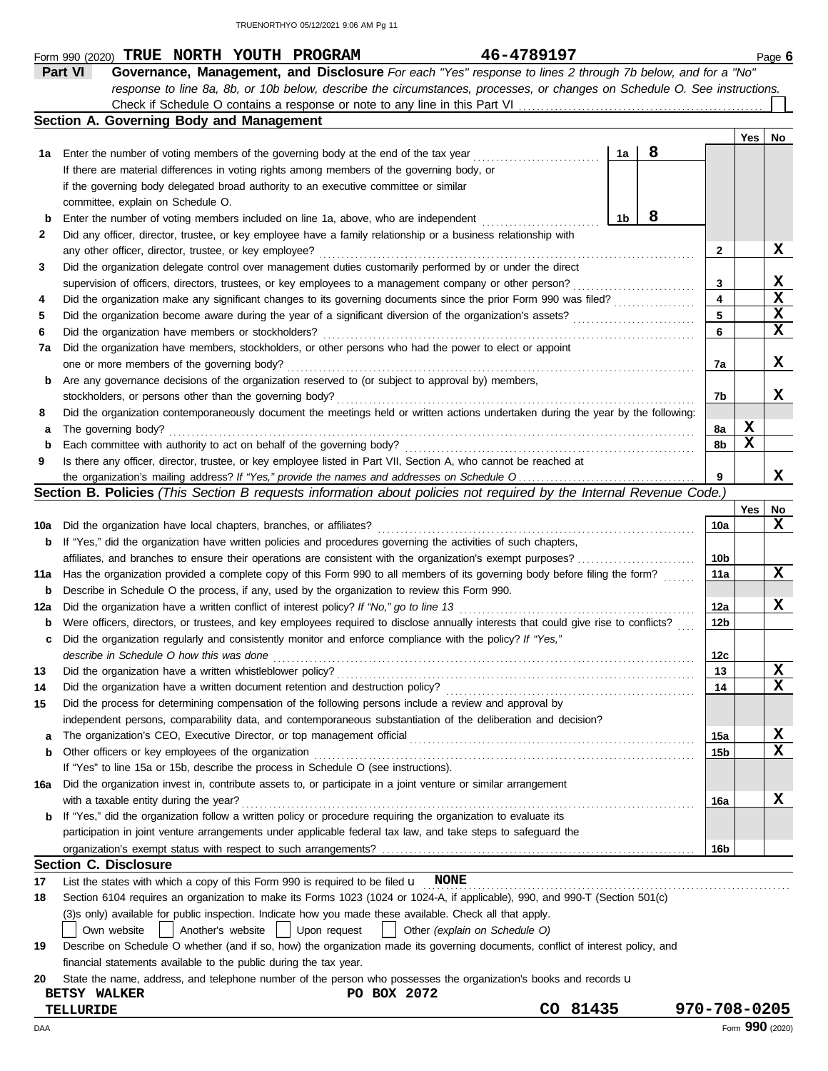Form 990 (2020) **TRUE NORTH YOUTH PROGRAM** **46-4789197** Page **6**

## Part VI Governance, Management, and Disclosure

*For each "Yes" response to lines 2 through 7b below, and for a "No" response to line 8a, 8b, or 10b below, describe the circumstances, processes, or changes on Schedule O. See instructions.*

Check if Schedule O contains a response or note to any line in this Part VI ☐

### Section A. Governing Body and Management

| | | | Yes | No |
|---|---|---|---|---|
| 1a | Enter the number of voting members of the governing body at the end of the tax year — **1a: 8**. If there are material differences in voting rights among members of the governing body, or if the governing body delegated broad authority to an executive committee or similar committee, explain on Schedule O. | | | |
| b | Enter the number of voting members included on line 1a, above, who are independent — **1b: 8** | | | |
| 2 | Did any officer, director, trustee, or key employee have a family relationship or a business relationship with any other officer, director, trustee, or key employee? | 2 | | X |
| 3 | Did the organization delegate control over management duties customarily performed by or under the direct supervision of officers, directors, trustees, or key employees to a management company or other person? | 3 | | X |
| 4 | Did the organization make any significant changes to its governing documents since the prior Form 990 was filed? | 4 | | X |
| 5 | Did the organization become aware during the year of a significant diversion of the organization's assets? | 5 | | X |
| 6 | Did the organization have members or stockholders? | 6 | | X |
| 7a | Did the organization have members, stockholders, or other persons who had the power to elect or appoint one or more members of the governing body? | 7a | | X |
| b | Are any governance decisions of the organization reserved to (or subject to approval by) members, stockholders, or persons other than the governing body? | 7b | | X |
| 8 | Did the organization contemporaneously document the meetings held or written actions undertaken during the year by the following: | | | |
| a | The governing body? | 8a | X | |
| b | Each committee with authority to act on behalf of the governing body? | 8b | X | |
| 9 | Is there any officer, director, trustee, or key employee listed in Part VII, Section A, who cannot be reached at the organization's mailing address? *If "Yes," provide the names and addresses on Schedule O* | 9 | | X |

### Section B. Policies *(This Section B requests information about policies not required by the Internal Revenue Code.)*

| | | | Yes | No |
|---|---|---|---|---|
| 10a | Did the organization have local chapters, branches, or affiliates? | 10a | | X |
| b | If "Yes," did the organization have written policies and procedures governing the activities of such chapters, affiliates, and branches to ensure their operations are consistent with the organization's exempt purposes? | 10b | | |
| 11a | Has the organization provided a complete copy of this Form 990 to all members of its governing body before filing the form? | 11a | | X |
| b | Describe in Schedule O the process, if any, used by the organization to review this Form 990. | | | |
| 12a | Did the organization have a written conflict of interest policy? *If "No," go to line 13* | 12a | | X |
| b | Were officers, directors, or trustees, and key employees required to disclose annually interests that could give rise to conflicts? | 12b | | |
| c | Did the organization regularly and consistently monitor and enforce compliance with the policy? *If "Yes," describe in Schedule O how this was done* | 12c | | |
| 13 | Did the organization have a written whistleblower policy? | 13 | | X |
| 14 | Did the organization have a written document retention and destruction policy? | 14 | | X |
| 15 | Did the process for determining compensation of the following persons include a review and approval by independent persons, comparability data, and contemporaneous substantiation of the deliberation and decision? | | | |
| a | The organization's CEO, Executive Director, or top management official | 15a | | X |
| b | Other officers or key employees of the organization | 15b | | X |
| | If "Yes" to line 15a or 15b, describe the process in Schedule O (see instructions). | | | |
| 16a | Did the organization invest in, contribute assets to, or participate in a joint venture or similar arrangement with a taxable entity during the year? | 16a | | X |
| b | If "Yes," did the organization follow a written policy or procedure requiring the organization to evaluate its participation in joint venture arrangements under applicable federal tax law, and take steps to safeguard the organization's exempt status with respect to such arrangements? | 16b | | |

### Section C. Disclosure

17 List the states with which a copy of this Form 990 is required to be filed **NONE**

18 Section 6104 requires an organization to make its Forms 1023 (1024 or 1024-A, if applicable), 990, and 990-T (Section 501(c)(3)s only) available for public inspection. Indicate how you made these available. Check all that apply.

☐ Own website ☐ Another's website ☐ Upon request ☐ Other *(explain on Schedule O)*

19 Describe on Schedule O whether (and if so, how) the organization made its governing documents, conflict of interest policy, and financial statements available to the public during the tax year.

20 State the name, address, and telephone number of the person who possesses the organization's books and records

**BETSY WALKER** **PO BOX 2072**
**TELLURIDE** **CO 81435** **970-708-0205**

Form **990** (2020)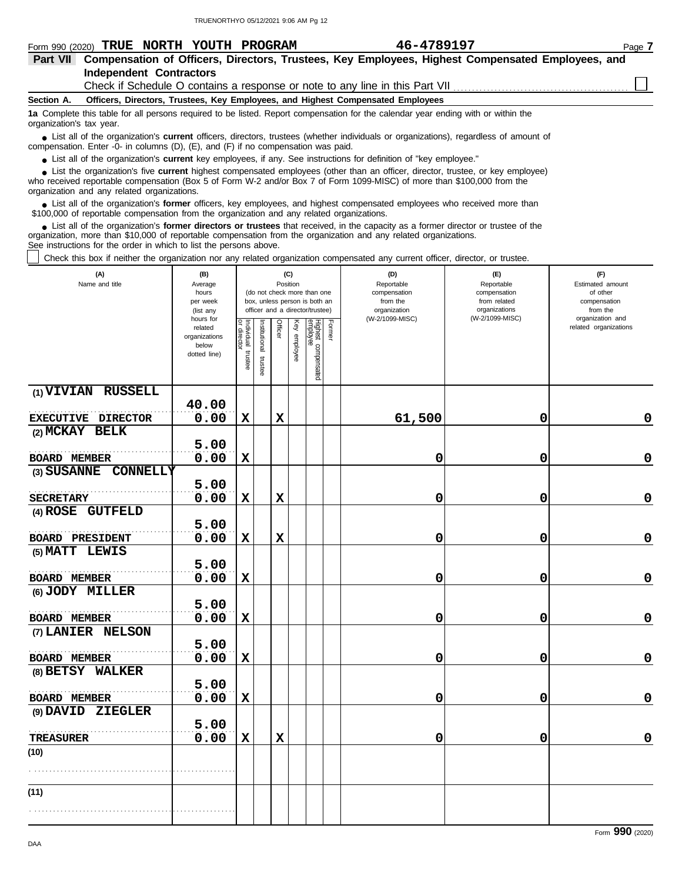Form 990 (2020) **TRUE NORTH YOUTH PROGRAM** **46-4789197** Page **7**

## Part VII Compensation of Officers, Directors, Trustees, Key Employees, Highest Compensated Employees, and Independent Contractors

Check if Schedule O contains a response or note to any line in this Part VII ☐

**Section A. Officers, Directors, Trustees, Key Employees, and Highest Compensated Employees**

**1a** Complete this table for all persons required to be listed. Report compensation for the calendar year ending with or within the organization's tax year.

- List all of the organization's **current** officers, directors, trustees (whether individuals or organizations), regardless of amount of compensation. Enter -0- in columns (D), (E), and (F) if no compensation was paid.
- List all of the organization's **current** key employees, if any. See instructions for definition of "key employee."
- List the organization's five **current** highest compensated employees (other than an officer, director, trustee, or key employee) who received reportable compensation (Box 5 of Form W-2 and/or Box 7 of Form 1099-MISC) of more than $100,000 from the organization and any related organizations.
- List all of the organization's **former** officers, key employees, and highest compensated employees who received more than $100,000 of reportable compensation from the organization and any related organizations.
- List all of the organization's **former directors or trustees** that received, in the capacity as a former director or trustee of the organization, more than $10,000 of reportable compensation from the organization and any related organizations.

See instructions for the order in which to list the persons above.

☐ Check this box if neither the organization nor any related organization compensated any current officer, director, or trustee.

| (A) Name and title | (B) Average hours per week (list any hours for related organizations below dotted line) | (C) Position (do not check more than one box, unless person is both an officer and a director/trustee) | | | | | | (D) Reportable compensation from the organization (W-2/1099-MISC) | (E) Reportable compensation from related organizations (W-2/1099-MISC) | (F) Estimated amount of other compensation from the organization and related organizations |
|---|---|---|---|---|---|---|---|---|---|---|
| | | Individual trustee or director | Institutional trustee | Officer | Key employee | Highest compensated employee | Former | | | |
| (1) VIVIAN RUSSELL<br>EXECUTIVE DIRECTOR | 40.00<br>0.00 | X | | X | | | | 61,500 | 0 | 0 |
| (2) MCKAY BELK<br>BOARD MEMBER | 5.00<br>0.00 | X | | | | | | 0 | 0 | 0 |
| (3) SUSANNE CONNELLY<br>SECRETARY | 5.00<br>0.00 | X | | X | | | | 0 | 0 | 0 |
| (4) ROSE GUTFELD<br>BOARD PRESIDENT | 5.00<br>0.00 | X | | X | | | | 0 | 0 | 0 |
| (5) MATT LEWIS<br>BOARD MEMBER | 5.00<br>0.00 | X | | | | | | 0 | 0 | 0 |
| (6) JODY MILLER<br>BOARD MEMBER | 5.00<br>0.00 | X | | | | | | 0 | 0 | 0 |
| (7) LANIER NELSON<br>BOARD MEMBER | 5.00<br>0.00 | X | | | | | | 0 | 0 | 0 |
| (8) BETSY WALKER<br>BOARD MEMBER | 5.00<br>0.00 | X | | | | | | 0 | 0 | 0 |
| (9) DAVID ZIEGLER<br>TREASURER | 5.00<br>0.00 | X | | X | | | | 0 | 0 | 0 |
| (10) | | | | | | | | | | |
| (11) | | | | | | | | | | |

Form **990** (2020)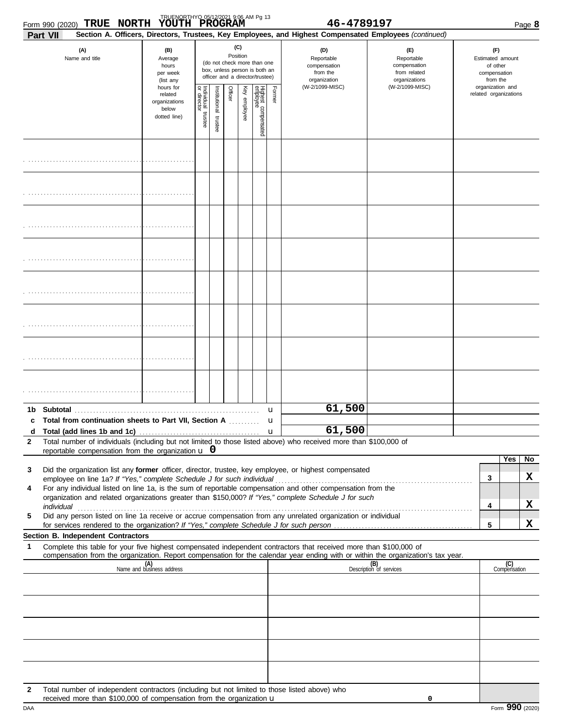Form 990 (2020) **TRUE NORTH YOUTH PROGRAM** **46-4789197** Page **8**

**Part VII** **Section A. Officers, Directors, Trustees, Key Employees, and Highest Compensated Employees** *(continued)*

| (A) Name and title | (B) Average hours per week (list any hours for related organizations below dotted line) | (C) Position (do not check more than one box, unless person is both an officer and a director/trustee) Individual trustee or director | Institutional trustee | Officer | Key employee | Highest compensated employee | Former | (D) Reportable compensation from the organization (W-2/1099-MISC) | (E) Reportable compensation from related organizations (W-2/1099-MISC) | (F) Estimated amount of other compensation from the organization and related organizations |
|---|---|---|---|---|---|---|---|---|---|---|
| | | | | | | | | | | |
| | | | | | | | | | | |
| | | | | | | | | | | |
| | | | | | | | | | | |
| | | | | | | | | | | |
| | | | | | | | | | | |
| | | | | | | | | | | |
| | | | | | | | | | | |

| | | (D) | (E) | (F) |
|---|---|---|---|---|
| **1b** | **Subtotal** | 61,500 | | |
| **c** | **Total from continuation sheets to Part VII, Section A** | | | |
| **d** | **Total (add lines 1b and 1c)** | 61,500 | | |

**2** Total number of individuals (including but not limited to those listed above) who received more than $100,000 of reportable compensation from the organization u **0**

| | | | Yes | No |
|---|---|---|---|---|
| **3** | Did the organization list any **former** officer, director, trustee, key employee, or highest compensated employee on line 1a? *If "Yes," complete Schedule J for such individual* | **3** | | **X** |
| **4** | For any individual listed on line 1a, is the sum of reportable compensation and other compensation from the organization and related organizations greater than $150,000? *If "Yes," complete Schedule J for such individual* | **4** | | **X** |
| **5** | Did any person listed on line 1a receive or accrue compensation from any unrelated organization or individual for services rendered to the organization? *If "Yes," complete Schedule J for such person* | **5** | | **X** |

**Section B. Independent Contractors**

**1** Complete this table for your five highest compensated independent contractors that received more than $100,000 of compensation from the organization. Report compensation for the calendar year ending with or within the organization's tax year.

| (A) Name and business address | (B) Description of services | (C) Compensation |
|---|---|---|
| | | |
| | | |
| | | |
| | | |
| | | |

**2** Total number of independent contractors (including but not limited to those listed above) who received more than $100,000 of compensation from the organization u **0**

DAA Form **990** (2020)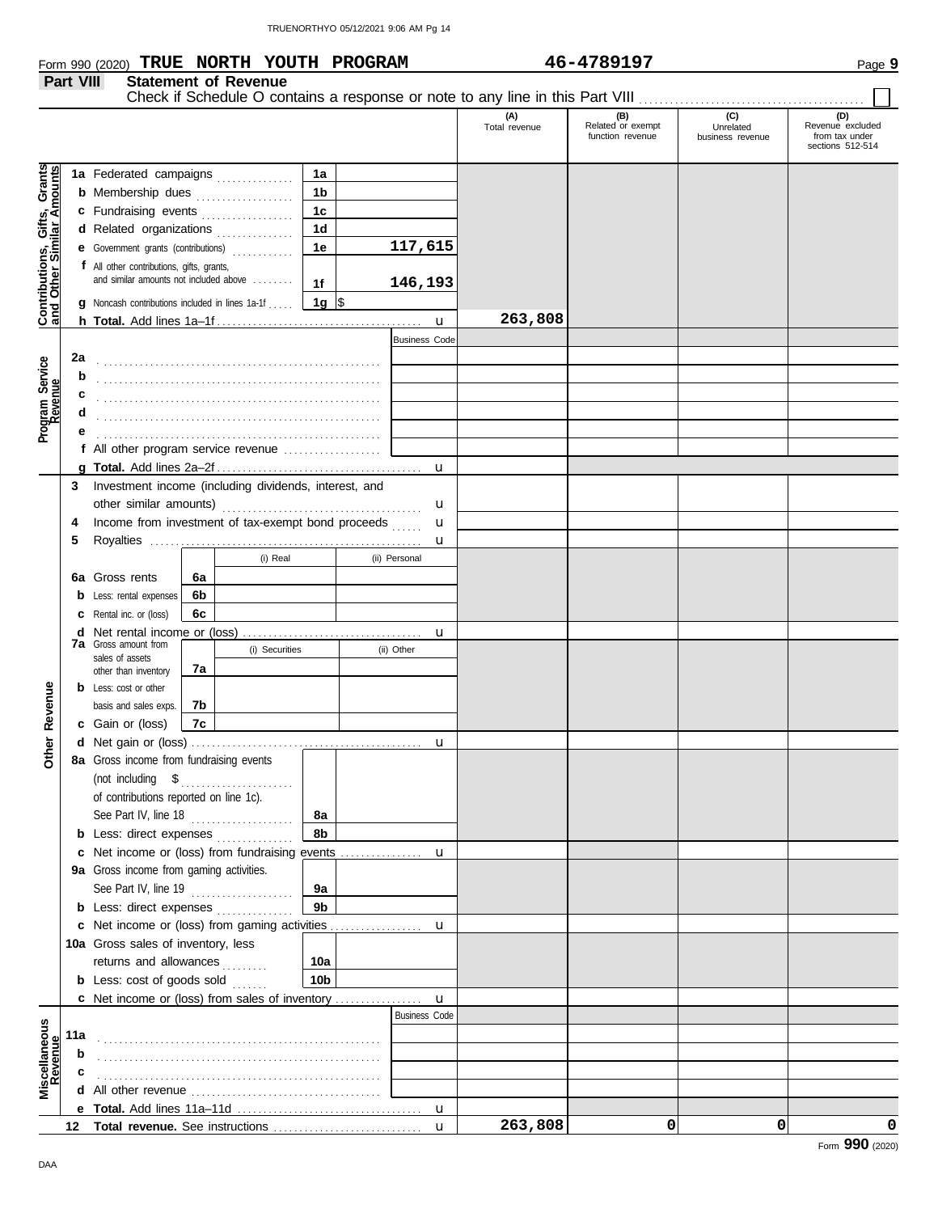Form 990 (2020) **TRUE NORTH YOUTH PROGRAM** **46-4789197** Page **9**

## Part VIII Statement of Revenue

Check if Schedule O contains a response or note to any line in this Part VIII ☐

| | | | | (A) Total revenue | (B) Related or exempt function revenue | (C) Unrelated business revenue | (D) Revenue excluded from tax under sections 512-514 |
|---|---|---|---|---|---|---|---|
| **Contributions, Gifts, Grants and Other Similar Amounts** | 1a Federated campaigns | 1a | | | | | |
| | b Membership dues | 1b | | | | | |
| | c Fundraising events | 1c | | | | | |
| | d Related organizations | 1d | | | | | |
| | e Government grants (contributions) | 1e | 117,615 | | | | |
| | f All other contributions, gifts, grants, and similar amounts not included above | 1f | 146,193 | | | | |
| | g Noncash contributions included in lines 1a-1f | 1g | $ | | | | |
| | h **Total.** Add lines 1a–1f | | | 263,808 | | | |
| **Program Service Revenue** | | | Business Code | | | | |
| | 2a | | | | | | |
| | b | | | | | | |
| | c | | | | | | |
| | d | | | | | | |
| | e | | | | | | |
| | f All other program service revenue | | | | | | |
| | g **Total.** Add lines 2a–2f | | | | | | |
| **Other Revenue** | 3 Investment income (including dividends, interest, and other similar amounts) | | | | | | |
| | 4 Income from investment of tax-exempt bond proceeds | | | | | | |
| | 5 Royalties | | | | | | |
| | | | (i) Real | (ii) Personal | | | |
| | 6a Gross rents | 6a | | | | | |
| | b Less: rental expenses | 6b | | | | | |
| | c Rental inc. or (loss) | 6c | | | | | |
| | d Net rental income or (loss) | | | | | | |
| | | | (i) Securities | (ii) Other | | | |
| | 7a Gross amount from sales of assets other than inventory | 7a | | | | | |
| | b Less: cost or other basis and sales exps. | 7b | | | | | |
| | c Gain or (loss) | 7c | | | | | |
| | d Net gain or (loss) | | | | | | |
| | 8a Gross income from fundraising events (not including $ of contributions reported on line 1c). See Part IV, line 18 | 8a | | | | | |
| | b Less: direct expenses | 8b | | | | | |
| | c Net income or (loss) from fundraising events | | | | | | |
| | 9a Gross income from gaming activities. See Part IV, line 19 | 9a | | | | | |
| | b Less: direct expenses | 9b | | | | | |
| | c Net income or (loss) from gaming activities | | | | | | |
| | 10a Gross sales of inventory, less returns and allowances | 10a | | | | | |
| | b Less: cost of goods sold | 10b | | | | | |
| | c Net income or (loss) from sales of inventory | | | | | | |
| **Miscellaneous Revenue** | | | Business Code | | | | |
| | 11a | | | | | | |
| | b | | | | | | |
| | c | | | | | | |
| | d All other revenue | | | | | | |
| | e **Total.** Add lines 11a–11d | | | | | | |
| | 12 **Total revenue.** See instructions | | | 263,808 | 0 | 0 | 0 |

Form **990** (2020)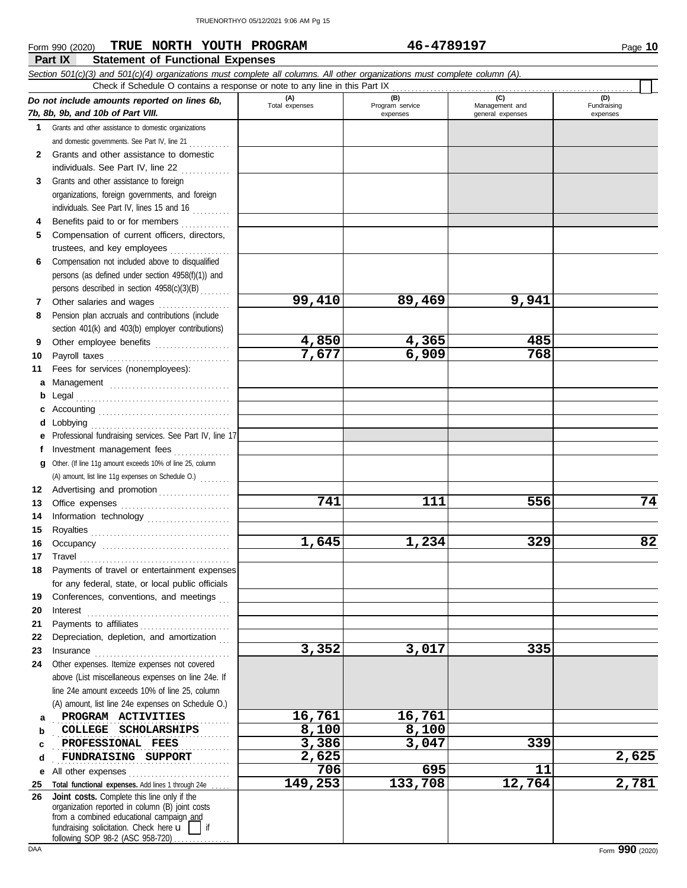Form 990 (2020) **TRUE NORTH YOUTH PROGRAM** **46-4789197** Page **10**

## Part IX Statement of Functional Expenses

*Section 501(c)(3) and 501(c)(4) organizations must complete all columns. All other organizations must complete column (A).*

Check if Schedule O contains a response or note to any line in this Part IX . . . . . . . . . . . . . . . . . . . . . . . . . . . . . . . . . . . . . . . . . . . . . . . . . . . . . . . . . . . . . . . . . . . . . . ☐

| *Do not include amounts reported on lines 6b, 7b, 8b, 9b, and 10b of Part VIII.* | (A) Total expenses | (B) Program service expenses | (C) Management and general expenses | (D) Fundraising expenses |
|---|---|---|---|---|
| **1** Grants and other assistance to domestic organizations and domestic governments. See Part IV, line 21 | | | | |
| **2** Grants and other assistance to domestic individuals. See Part IV, line 22 | | | | |
| **3** Grants and other assistance to foreign organizations, foreign governments, and foreign individuals. See Part IV, lines 15 and 16 | | | | |
| **4** Benefits paid to or for members | | | | |
| **5** Compensation of current officers, directors, trustees, and key employees | | | | |
| **6** Compensation not included above to disqualified persons (as defined under section 4958(f)(1)) and persons described in section 4958(c)(3)(B) | | | | |
| **7** Other salaries and wages | **99,410** | **89,469** | **9,941** | |
| **8** Pension plan accruals and contributions (include section 401(k) and 403(b) employer contributions) | | | | |
| **9** Other employee benefits | **4,850** | **4,365** | **485** | |
| **10** Payroll taxes | **7,677** | **6,909** | **768** | |
| **11** Fees for services (nonemployees): | | | | |
| **a** Management | | | | |
| **b** Legal | | | | |
| **c** Accounting | | | | |
| **d** Lobbying | | | | |
| **e** Professional fundraising services. See Part IV, line 17 | | | | |
| **f** Investment management fees | | | | |
| **g** Other. (If line 11g amount exceeds 10% of line 25, column (A) amount, list line 11g expenses on Schedule O.) | | | | |
| **12** Advertising and promotion | | | | |
| **13** Office expenses | **741** | **111** | **556** | **74** |
| **14** Information technology | | | | |
| **15** Royalties | | | | |
| **16** Occupancy | **1,645** | **1,234** | **329** | **82** |
| **17** Travel | | | | |
| **18** Payments of travel or entertainment expenses for any federal, state, or local public officials | | | | |
| **19** Conferences, conventions, and meetings | | | | |
| **20** Interest | | | | |
| **21** Payments to affiliates | | | | |
| **22** Depreciation, depletion, and amortization | | | | |
| **23** Insurance | **3,352** | **3,017** | **335** | |
| **24** Other expenses. Itemize expenses not covered above (List miscellaneous expenses on line 24e. If line 24e amount exceeds 10% of line 25, column (A) amount, list line 24e expenses on Schedule O.) | | | | |
| **a** PROGRAM ACTIVITIES | **16,761** | **16,761** | | |
| **b** COLLEGE SCHOLARSHIPS | **8,100** | **8,100** | | |
| **c** PROFESSIONAL FEES | **3,386** | **3,047** | **339** | |
| **d** FUNDRAISING SUPPORT | **2,625** | | | **2,625** |
| **e** All other expenses | **706** | **695** | **11** | |
| **25 Total functional expenses.** Add lines 1 through 24e | **149,253** | **133,708** | **12,764** | **2,781** |
| **26 Joint costs.** Complete this line only if the organization reported in column (B) joint costs from a combined educational campaign and fundraising solicitation. Check here ☐ if following SOP 98-2 (ASC 958-720) | | | | |

DAA Form **990** (2020)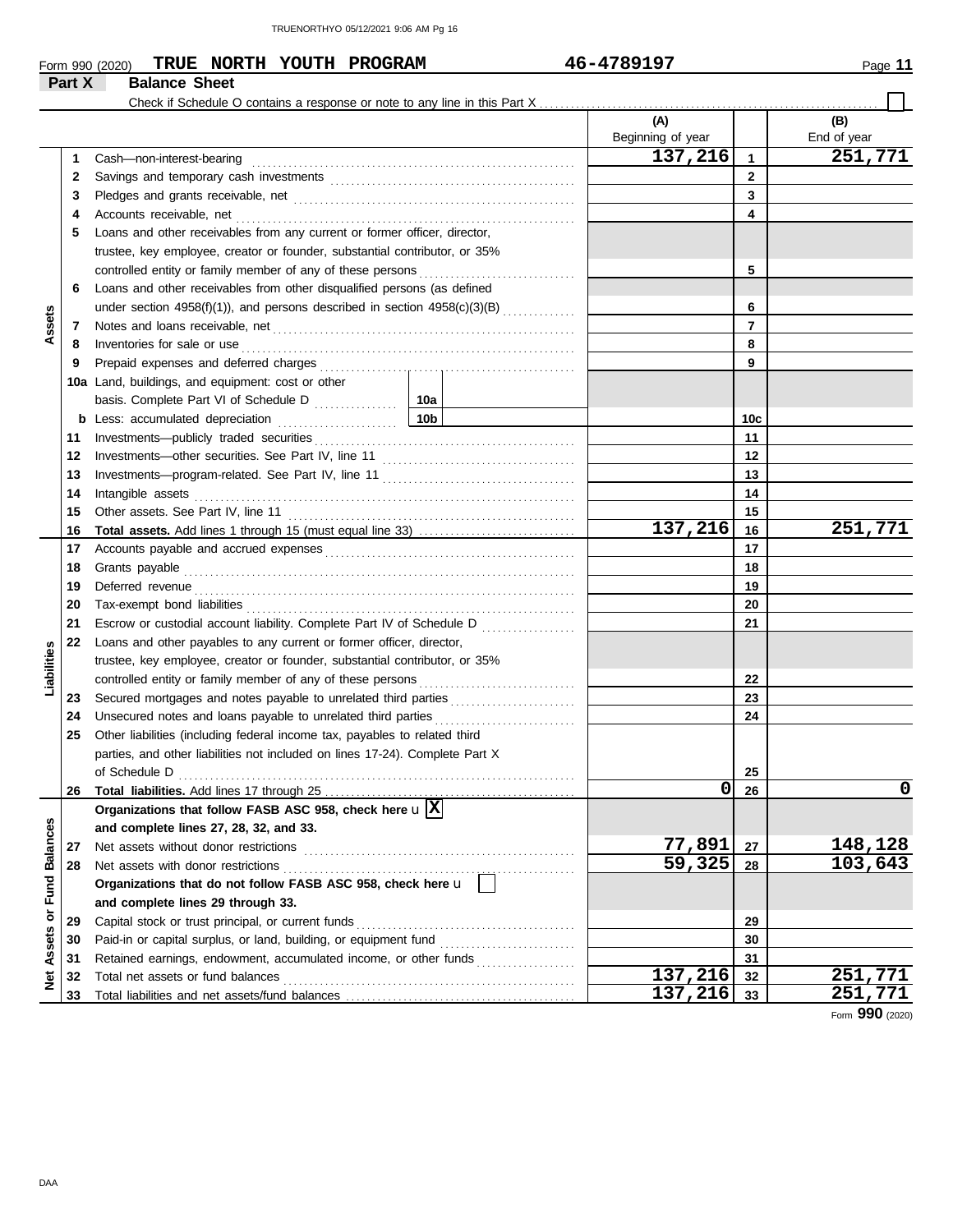Form 990 (2020) **TRUE NORTH YOUTH PROGRAM** **46-4789197** Page **11**

## Part X Balance Sheet

Check if Schedule O contains a response or note to any line in this Part X ☐

| | | | | (A) Beginning of year | | (B) End of year |
|---|---|---|---|---|---|---|
| **Assets** | 1 | Cash—non-interest-bearing | | 137,216 | 1 | 251,771 |
| | 2 | Savings and temporary cash investments | | | 2 | |
| | 3 | Pledges and grants receivable, net | | | 3 | |
| | 4 | Accounts receivable, net | | | 4 | |
| | 5 | Loans and other receivables from any current or former officer, director, trustee, key employee, creator or founder, substantial contributor, or 35% controlled entity or family member of any of these persons | | | 5 | |
| | 6 | Loans and other receivables from other disqualified persons (as defined under section 4958(f)(1)), and persons described in section 4958(c)(3)(B) | | | 6 | |
| | 7 | Notes and loans receivable, net | | | 7 | |
| | 8 | Inventories for sale or use | | | 8 | |
| | 9 | Prepaid expenses and deferred charges | | | 9 | |
| | 10a | Land, buildings, and equipment: cost or other basis. Complete Part VI of Schedule D | 10a | | | |
| | b | Less: accumulated depreciation | 10b | | 10c | |
| | 11 | Investments—publicly traded securities | | | 11 | |
| | 12 | Investments—other securities. See Part IV, line 11 | | | 12 | |
| | 13 | Investments—program-related. See Part IV, line 11 | | | 13 | |
| | 14 | Intangible assets | | | 14 | |
| | 15 | Other assets. See Part IV, line 11 | | | 15 | |
| | 16 | **Total assets.** Add lines 1 through 15 (must equal line 33) | | 137,216 | 16 | 251,771 |
| **Liabilities** | 17 | Accounts payable and accrued expenses | | | 17 | |
| | 18 | Grants payable | | | 18 | |
| | 19 | Deferred revenue | | | 19 | |
| | 20 | Tax-exempt bond liabilities | | | 20 | |
| | 21 | Escrow or custodial account liability. Complete Part IV of Schedule D | | | 21 | |
| | 22 | Loans and other payables to any current or former officer, director, trustee, key employee, creator or founder, substantial contributor, or 35% controlled entity or family member of any of these persons | | | 22 | |
| | 23 | Secured mortgages and notes payable to unrelated third parties | | | 23 | |
| | 24 | Unsecured notes and loans payable to unrelated third parties | | | 24 | |
| | 25 | Other liabilities (including federal income tax, payables to related third parties, and other liabilities not included on lines 17-24). Complete Part X of Schedule D | | | 25 | |
| | 26 | **Total liabilities.** Add lines 17 through 25 | | 0 | 26 | 0 |
| **Net Assets or Fund Balances** | | **Organizations that follow FASB ASC 958, check here** ☒ **and complete lines 27, 28, 32, and 33.** | | | | |
| | 27 | Net assets without donor restrictions | | 77,891 | 27 | 148,128 |
| | 28 | Net assets with donor restrictions | | 59,325 | 28 | 103,643 |
| | | **Organizations that do not follow FASB ASC 958, check here** ☐ **and complete lines 29 through 33.** | | | | |
| | 29 | Capital stock or trust principal, or current funds | | | 29 | |
| | 30 | Paid-in or capital surplus, or land, building, or equipment fund | | | 30 | |
| | 31 | Retained earnings, endowment, accumulated income, or other funds | | | 31 | |
| | 32 | Total net assets or fund balances | | 137,216 | 32 | 251,771 |
| | 33 | Total liabilities and net assets/fund balances | | 137,216 | 33 | 251,771 |

Form **990** (2020)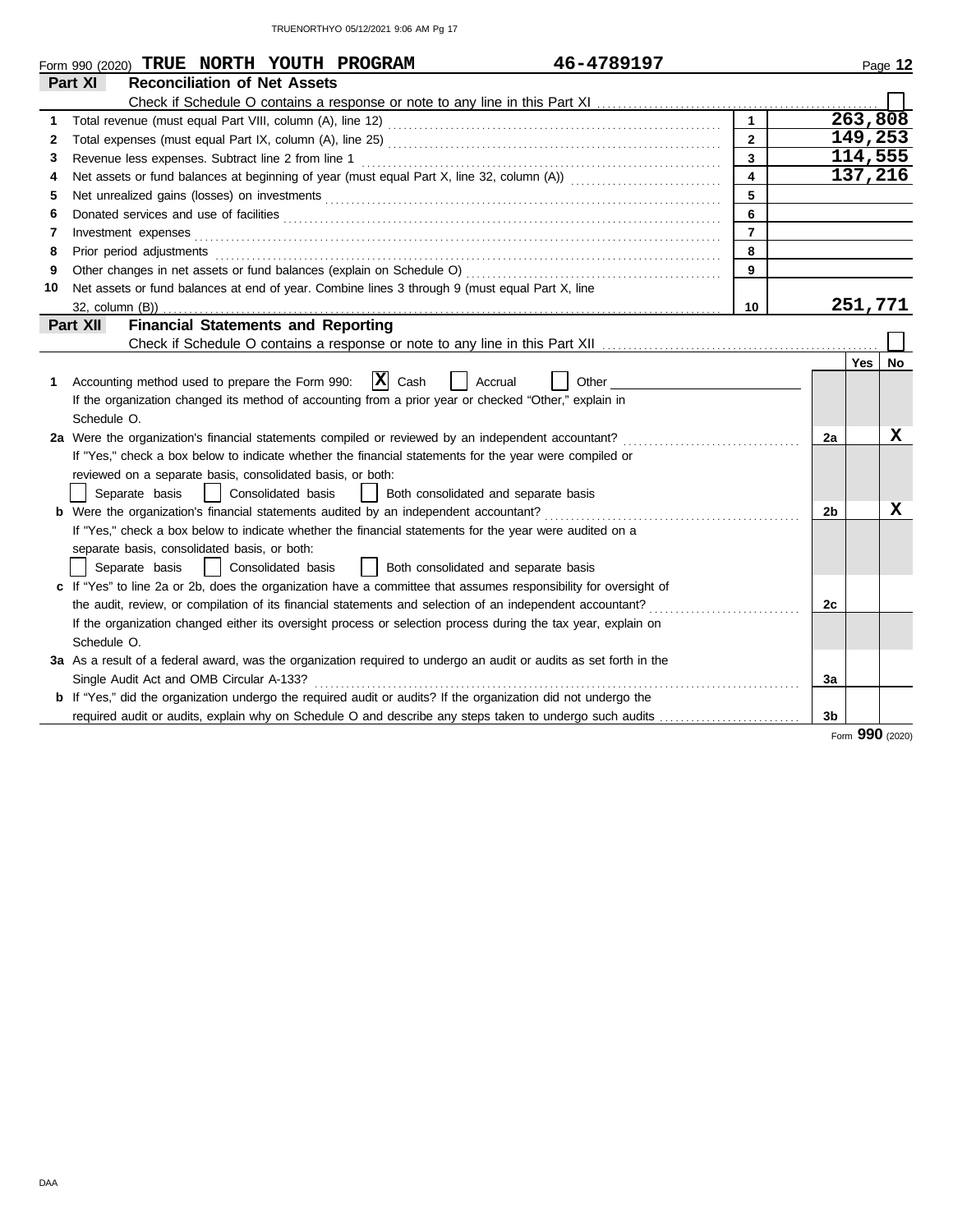Form 990 (2020) **TRUE NORTH YOUTH PROGRAM** **46-4789197** Page **12**

## Part XI Reconciliation of Net Assets

Check if Schedule O contains a response or note to any line in this Part XI ☐

| | | | |
|---|---|---|---|
| 1 | Total revenue (must equal Part VIII, column (A), line 12) | 1 | 263,808 |
| 2 | Total expenses (must equal Part IX, column (A), line 25) | 2 | 149,253 |
| 3 | Revenue less expenses. Subtract line 2 from line 1 | 3 | 114,555 |
| 4 | Net assets or fund balances at beginning of year (must equal Part X, line 32, column (A)) | 4 | 137,216 |
| 5 | Net unrealized gains (losses) on investments | 5 | |
| 6 | Donated services and use of facilities | 6 | |
| 7 | Investment expenses | 7 | |
| 8 | Prior period adjustments | 8 | |
| 9 | Other changes in net assets or fund balances (explain on Schedule O) | 9 | |
| 10 | Net assets or fund balances at end of year. Combine lines 3 through 9 (must equal Part X, line 32, column (B)) | 10 | 251,771 |

## Part XII Financial Statements and Reporting

Check if Schedule O contains a response or note to any line in this Part XII ☐

| | | | Yes | No |
|---|---|---|---|---|
| 1 | Accounting method used to prepare the Form 990: ☒ Cash ☐ Accrual ☐ Other ________<br>If the organization changed its method of accounting from a prior year or checked "Other," explain in Schedule O. | | | |
| 2a | Were the organization's financial statements compiled or reviewed by an independent accountant?<br>If "Yes," check a box below to indicate whether the financial statements for the year were compiled or reviewed on a separate basis, consolidated basis, or both:<br>☐ Separate basis ☐ Consolidated basis ☐ Both consolidated and separate basis | 2a | | X |
| b | Were the organization's financial statements audited by an independent accountant?<br>If "Yes," check a box below to indicate whether the financial statements for the year were audited on a separate basis, consolidated basis, or both:<br>☐ Separate basis ☐ Consolidated basis ☐ Both consolidated and separate basis | 2b | | X |
| c | If "Yes" to line 2a or 2b, does the organization have a committee that assumes responsibility for oversight of the audit, review, or compilation of its financial statements and selection of an independent accountant?<br>If the organization changed either its oversight process or selection process during the tax year, explain on Schedule O. | 2c | | |
| 3a | As a result of a federal award, was the organization required to undergo an audit or audits as set forth in the Single Audit Act and OMB Circular A-133? | 3a | | |
| b | If "Yes," did the organization undergo the required audit or audits? If the organization did not undergo the required audit or audits, explain why on Schedule O and describe any steps taken to undergo such audits | 3b | | |

Form **990** (2020)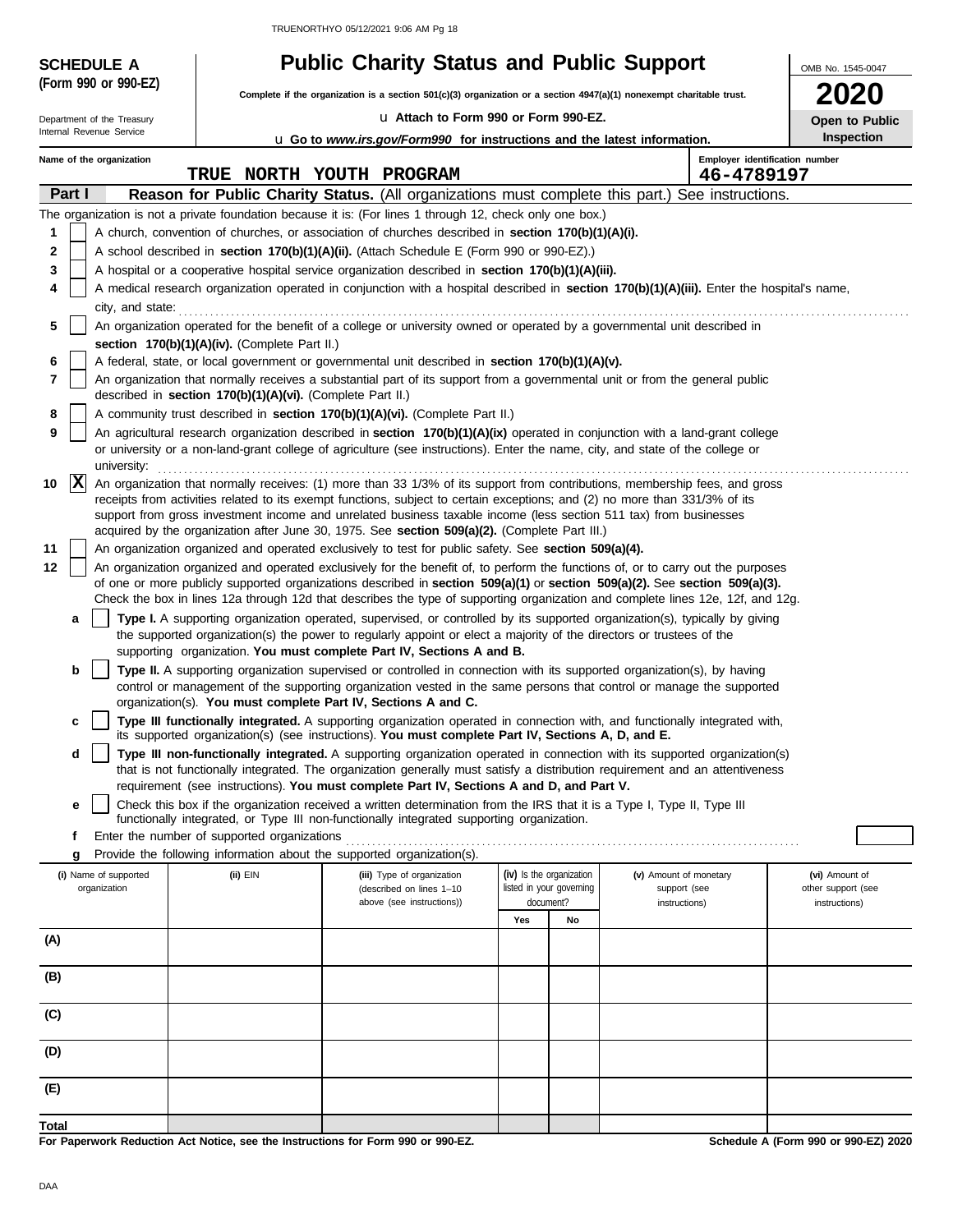**SCHEDULE A (Form 990 or 990-EZ)**

Department of the Treasury
Internal Revenue Service

# Public Charity Status and Public Support

**Complete if the organization is a section 501(c)(3) organization or a section 4947(a)(1) nonexempt charitable trust.**

u Attach to Form 990 or Form 990-EZ.

u Go to *www.irs.gov/Form990* for instructions and the latest information.

OMB No. 1545-0047

**2020**

**Open to Public Inspection**

Name of the organization: TRUE NORTH YOUTH PROGRAM

Employer identification number: 46-4789197

## Part I Reason for Public Charity Status. (All organizations must complete this part.) See instructions.

The organization is not a private foundation because it is: (For lines 1 through 12, check only one box.)

1 [ ] A church, convention of churches, or association of churches described in **section 170(b)(1)(A)(i).**

2 [ ] A school described in **section 170(b)(1)(A)(ii).** (Attach Schedule E (Form 990 or 990-EZ).)

3 [ ] A hospital or a cooperative hospital service organization described in **section 170(b)(1)(A)(iii).**

4 [ ] A medical research organization operated in conjunction with a hospital described in **section 170(b)(1)(A)(iii).** Enter the hospital's name, city, and state:

5 [ ] An organization operated for the benefit of a college or university owned or operated by a governmental unit described in **section 170(b)(1)(A)(iv).** (Complete Part II.)

6 [ ] A federal, state, or local government or governmental unit described in **section 170(b)(1)(A)(v).**

7 [ ] An organization that normally receives a substantial part of its support from a governmental unit or from the general public described in **section 170(b)(1)(A)(vi).** (Complete Part II.)

8 [ ] A community trust described in **section 170(b)(1)(A)(vi).** (Complete Part II.)

9 [ ] An agricultural research organization described in **section 170(b)(1)(A)(ix)** operated in conjunction with a land-grant college or university or a non-land-grant college of agriculture (see instructions). Enter the name, city, and state of the college or university:

10 [X] An organization that normally receives: (1) more than 33 1/3% of its support from contributions, membership fees, and gross receipts from activities related to its exempt functions, subject to certain exceptions; and (2) no more than 331/3% of its support from gross investment income and unrelated business taxable income (less section 511 tax) from businesses acquired by the organization after June 30, 1975. See **section 509(a)(2).** (Complete Part III.)

11 [ ] An organization organized and operated exclusively to test for public safety. See **section 509(a)(4).**

12 [ ] An organization organized and operated exclusively for the benefit of, to perform the functions of, or to carry out the purposes of one or more publicly supported organizations described in **section 509(a)(1)** or **section 509(a)(2).** See **section 509(a)(3).** Check the box in lines 12a through 12d that describes the type of supporting organization and complete lines 12e, 12f, and 12g.

a [ ] **Type I.** A supporting organization operated, supervised, or controlled by its supported organization(s), typically by giving the supported organization(s) the power to regularly appoint or elect a majority of the directors or trustees of the supporting organization. **You must complete Part IV, Sections A and B.**

b [ ] **Type II.** A supporting organization supervised or controlled in connection with its supported organization(s), by having control or management of the supporting organization vested in the same persons that control or manage the supported organization(s). **You must complete Part IV, Sections A and C.**

c [ ] **Type III functionally integrated.** A supporting organization operated in connection with, and functionally integrated with, its supported organization(s) (see instructions). **You must complete Part IV, Sections A, D, and E.**

d [ ] **Type III non-functionally integrated.** A supporting organization operated in connection with its supported organization(s) that is not functionally integrated. The organization generally must satisfy a distribution requirement and an attentiveness requirement (see instructions). **You must complete Part IV, Sections A and D, and Part V.**

e [ ] Check this box if the organization received a written determination from the IRS that it is a Type I, Type II, Type III functionally integrated, or Type III non-functionally integrated supporting organization.

f Enter the number of supported organizations

g Provide the following information about the supported organization(s).

| (i) Name of supported organization | (ii) EIN | (iii) Type of organization (described on lines 1–10 above (see instructions)) | (iv) Is the organization listed in your governing document? Yes | No | (v) Amount of monetary support (see instructions) | (vi) Amount of other support (see instructions) |
|---|---|---|---|---|---|---|
| (A) | | | | | | |
| (B) | | | | | | |
| (C) | | | | | | |
| (D) | | | | | | |
| (E) | | | | | | |
| Total | | | | | | |

**For Paperwork Reduction Act Notice, see the Instructions for Form 990 or 990-EZ.** **Schedule A (Form 990 or 990-EZ) 2020**

DAA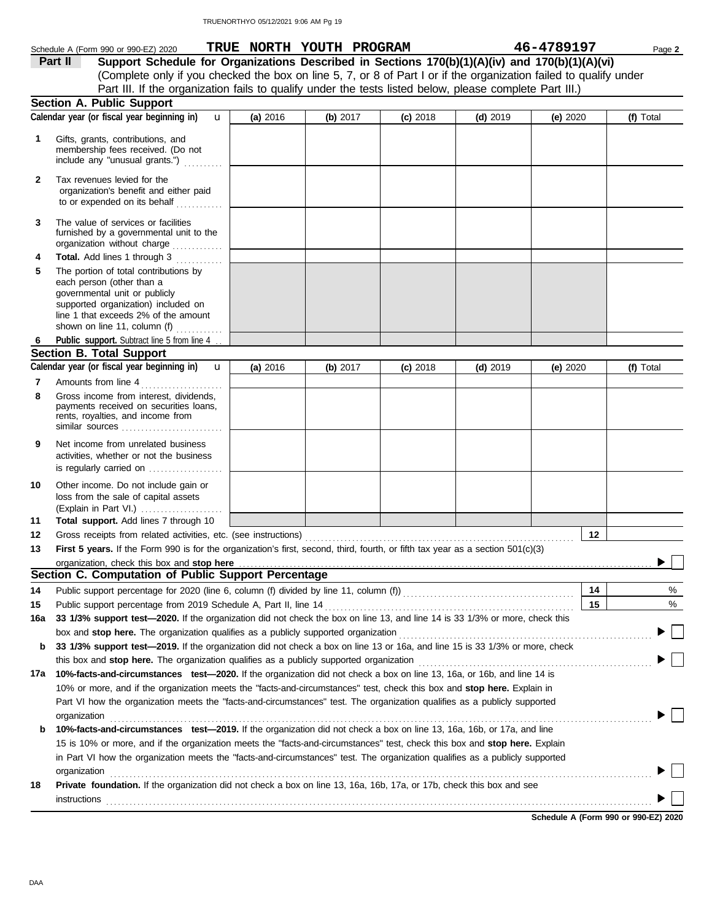Schedule A (Form 990 or 990-EZ) 2020 **TRUE NORTH YOUTH PROGRAM** **46-4789197** Page **2**

**Part II** **Support Schedule for Organizations Described in Sections 170(b)(1)(A)(iv) and 170(b)(1)(A)(vi)**
(Complete only if you checked the box on line 5, 7, or 8 of Part I or if the organization failed to qualify under Part III. If the organization fails to qualify under the tests listed below, please complete Part III.)

**Section A. Public Support**

| Calendar year (or fiscal year beginning in) | (a) 2016 | (b) 2017 | (c) 2018 | (d) 2019 | (e) 2020 | (f) Total |
|---|---|---|---|---|---|---|
| 1 Gifts, grants, contributions, and membership fees received. (Do not include any "unusual grants.") | | | | | | |
| 2 Tax revenues levied for the organization's benefit and either paid to or expended on its behalf | | | | | | |
| 3 The value of services or facilities furnished by a governmental unit to the organization without charge | | | | | | |
| 4 **Total.** Add lines 1 through 3 | | | | | | |
| 5 The portion of total contributions by each person (other than a governmental unit or publicly supported organization) included on line 1 that exceeds 2% of the amount shown on line 11, column (f) | | | | | | |
| 6 **Public support.** Subtract line 5 from line 4 | | | | | | |

**Section B. Total Support**

| Calendar year (or fiscal year beginning in) | (a) 2016 | (b) 2017 | (c) 2018 | (d) 2019 | (e) 2020 | (f) Total |
|---|---|---|---|---|---|---|
| 7 Amounts from line 4 | | | | | | |
| 8 Gross income from interest, dividends, payments received on securities loans, rents, royalties, and income from similar sources | | | | | | |
| 9 Net income from unrelated business activities, whether or not the business is regularly carried on | | | | | | |
| 10 Other income. Do not include gain or loss from the sale of capital assets (Explain in Part VI.) | | | | | | |
| 11 **Total support.** Add lines 7 through 10 | | | | | | |

12 Gross receipts from related activities, etc. (see instructions) **12**

13 **First 5 years.** If the Form 990 is for the organization's first, second, third, fourth, or fifth tax year as a section 501(c)(3) organization, check this box and **stop here** ☐

**Section C. Computation of Public Support Percentage**

14 Public support percentage for 2020 (line 6, column (f) divided by line 11, column (f)) **14** %

15 Public support percentage from 2019 Schedule A, Part II, line 14 **15** %

16a **33 1/3% support test—2020.** If the organization did not check the box on line 13, and line 14 is 33 1/3% or more, check this box and **stop here.** The organization qualifies as a publicly supported organization ☐

b **33 1/3% support test—2019.** If the organization did not check a box on line 13 or 16a, and line 15 is 33 1/3% or more, check this box and **stop here.** The organization qualifies as a publicly supported organization ☐

17a **10%-facts-and-circumstances test—2020.** If the organization did not check a box on line 13, 16a, or 16b, and line 14 is 10% or more, and if the organization meets the "facts-and-circumstances" test, check this box and **stop here.** Explain in Part VI how the organization meets the "facts-and-circumstances" test. The organization qualifies as a publicly supported organization ☐

b **10%-facts-and-circumstances test—2019.** If the organization did not check a box on line 13, 16a, 16b, or 17a, and line 15 is 10% or more, and if the organization meets the "facts-and-circumstances" test, check this box and **stop here.** Explain in Part VI how the organization meets the "facts-and-circumstances" test. The organization qualifies as a publicly supported organization ☐

18 **Private foundation.** If the organization did not check a box on line 13, 16a, 16b, 17a, or 17b, check this box and see instructions ☐

**Schedule A (Form 990 or 990-EZ) 2020**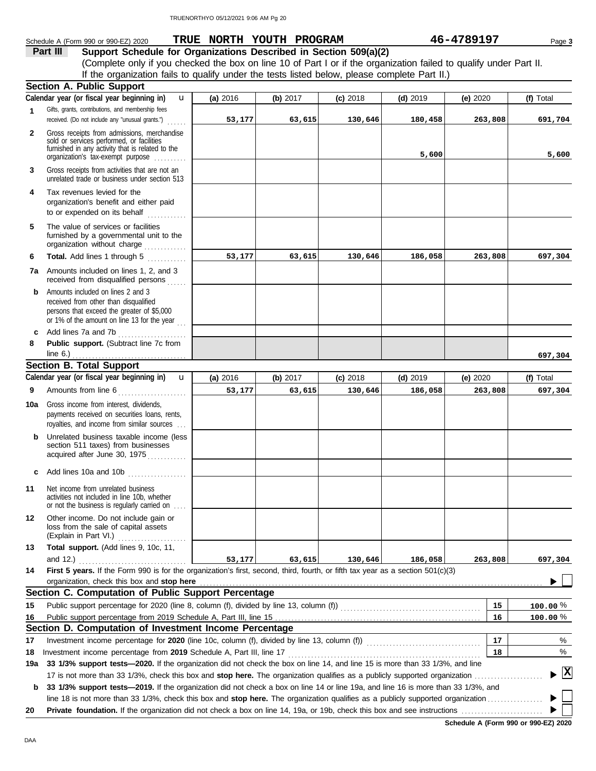Schedule A (Form 990 or 990-EZ) 2020 **TRUE NORTH YOUTH PROGRAM** **46-4789197** Page **3**

## Part III Support Schedule for Organizations Described in Section 509(a)(2)

(Complete only if you checked the box on line 10 of Part I or if the organization failed to qualify under Part II. If the organization fails to qualify under the tests listed below, please complete Part II.)

### Section A. Public Support

| | Calendar year (or fiscal year beginning in) | (a) 2016 | (b) 2017 | (c) 2018 | (d) 2019 | (e) 2020 | (f) Total |
|---|---|---|---|---|---|---|---|
| 1 | Gifts, grants, contributions, and membership fees received. (Do not include any "unusual grants.") | 53,177 | 63,615 | 130,646 | 180,458 | 263,808 | 691,704 |
| 2 | Gross receipts from admissions, merchandise sold or services performed, or facilities furnished in any activity that is related to the organization's tax-exempt purpose | | | | 5,600 | | 5,600 |
| 3 | Gross receipts from activities that are not an unrelated trade or business under section 513 | | | | | | |
| 4 | Tax revenues levied for the organization's benefit and either paid to or expended on its behalf | | | | | | |
| 5 | The value of services or facilities furnished by a governmental unit to the organization without charge | | | | | | |
| 6 | **Total.** Add lines 1 through 5 | 53,177 | 63,615 | 130,646 | 186,058 | 263,808 | 697,304 |
| 7a | Amounts included on lines 1, 2, and 3 received from disqualified persons | | | | | | |
| b | Amounts included on lines 2 and 3 received from other than disqualified persons that exceed the greater of $5,000 or 1% of the amount on line 13 for the year | | | | | | |
| c | Add lines 7a and 7b | | | | | | |
| 8 | **Public support.** (Subtract line 7c from line 6.) | | | | | | 697,304 |

### Section B. Total Support

| | Calendar year (or fiscal year beginning in) | (a) 2016 | (b) 2017 | (c) 2018 | (d) 2019 | (e) 2020 | (f) Total |
|---|---|---|---|---|---|---|---|
| 9 | Amounts from line 6 | 53,177 | 63,615 | 130,646 | 186,058 | 263,808 | 697,304 |
| 10a | Gross income from interest, dividends, payments received on securities loans, rents, royalties, and income from similar sources | | | | | | |
| b | Unrelated business taxable income (less section 511 taxes) from businesses acquired after June 30, 1975 | | | | | | |
| c | Add lines 10a and 10b | | | | | | |
| 11 | Net income from unrelated business activities not included in line 10b, whether or not the business is regularly carried on | | | | | | |
| 12 | Other income. Do not include gain or loss from the sale of capital assets (Explain in Part VI.) | | | | | | |
| 13 | **Total support.** (Add lines 9, 10c, 11, and 12.) | 53,177 | 63,615 | 130,646 | 186,058 | 263,808 | 697,304 |

**14** **First 5 years.** If the Form 990 is for the organization's first, second, third, fourth, or fifth tax year as a section 501(c)(3) organization, check this box and **stop here** ☐

### Section C. Computation of Public Support Percentage

| | | | |
|---|---|---|---|
| 15 | Public support percentage for 2020 (line 8, column (f), divided by line 13, column (f)) | 15 | 100.00 % |
| 16 | Public support percentage from 2019 Schedule A, Part III, line 15 | 16 | 100.00 % |

### Section D. Computation of Investment Income Percentage

| | | | |
|---|---|---|---|
| 17 | Investment income percentage for **2020** (line 10c, column (f), divided by line 13, column (f)) | 17 | % |
| 18 | Investment income percentage from **2019** Schedule A, Part III, line 17 | 18 | % |

**19a** **33 1/3% support tests—2020.** If the organization did not check the box on line 14, and line 15 is more than 33 1/3%, and line 17 is not more than 33 1/3%, check this box and **stop here.** The organization qualifies as a publicly supported organization ☒

**b** **33 1/3% support tests—2019.** If the organization did not check a box on line 14 or line 19a, and line 16 is more than 33 1/3%, and line 18 is not more than 33 1/3%, check this box and **stop here.** The organization qualifies as a publicly supported organization ☐

**20** **Private foundation.** If the organization did not check a box on line 14, 19a, or 19b, check this box and see instructions ☐

**Schedule A (Form 990 or 990-EZ) 2020**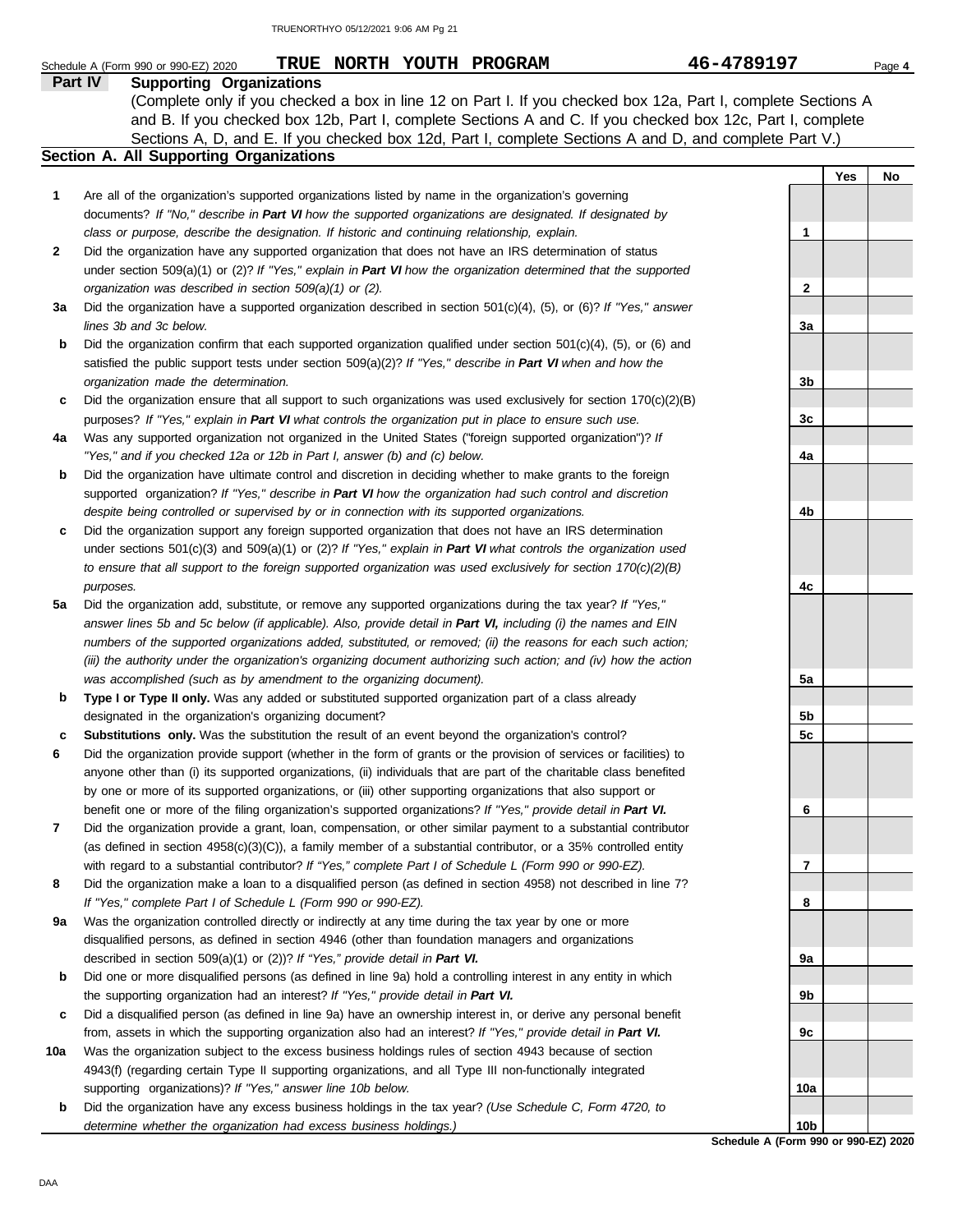Schedule A (Form 990 or 990-EZ) 2020 **TRUE NORTH YOUTH PROGRAM** **46-4789197** Page **4**

## Part IV Supporting Organizations

(Complete only if you checked a box in line 12 on Part I. If you checked box 12a, Part I, complete Sections A and B. If you checked box 12b, Part I, complete Sections A and C. If you checked box 12c, Part I, complete Sections A, D, and E. If you checked box 12d, Part I, complete Sections A and D, and complete Part V.)

### Section A. All Supporting Organizations

| | | | Yes | No |
|---|---|---|---|---|
| **1** | Are all of the organization's supported organizations listed by name in the organization's governing documents? *If "No," describe in **Part VI** how the supported organizations are designated. If designated by class or purpose, describe the designation. If historic and continuing relationship, explain.* | 1 | | |
| **2** | Did the organization have any supported organization that does not have an IRS determination of status under section 509(a)(1) or (2)? *If "Yes," explain in **Part VI** how the organization determined that the supported organization was described in section 509(a)(1) or (2).* | 2 | | |
| **3a** | Did the organization have a supported organization described in section 501(c)(4), (5), or (6)? *If "Yes," answer lines 3b and 3c below.* | 3a | | |
| **b** | Did the organization confirm that each supported organization qualified under section 501(c)(4), (5), or (6) and satisfied the public support tests under section 509(a)(2)? *If "Yes," describe in **Part VI** when and how the organization made the determination.* | 3b | | |
| **c** | Did the organization ensure that all support to such organizations was used exclusively for section 170(c)(2)(B) purposes? *If "Yes," explain in **Part VI** what controls the organization put in place to ensure such use.* | 3c | | |
| **4a** | Was any supported organization not organized in the United States ("foreign supported organization")? *If "Yes," and if you checked 12a or 12b in Part I, answer (b) and (c) below.* | 4a | | |
| **b** | Did the organization have ultimate control and discretion in deciding whether to make grants to the foreign supported organization? *If "Yes," describe in **Part VI** how the organization had such control and discretion despite being controlled or supervised by or in connection with its supported organizations.* | 4b | | |
| **c** | Did the organization support any foreign supported organization that does not have an IRS determination under sections 501(c)(3) and 509(a)(1) or (2)? *If "Yes," explain in **Part VI** what controls the organization used to ensure that all support to the foreign supported organization was used exclusively for section 170(c)(2)(B) purposes.* | 4c | | |
| **5a** | Did the organization add, substitute, or remove any supported organizations during the tax year? *If "Yes," answer lines 5b and 5c below (if applicable). Also, provide detail in **Part VI,** including (i) the names and EIN numbers of the supported organizations added, substituted, or removed; (ii) the reasons for each such action; (iii) the authority under the organization's organizing document authorizing such action; and (iv) how the action was accomplished (such as by amendment to the organizing document).* | 5a | | |
| **b** | **Type I or Type II only.** Was any added or substituted supported organization part of a class already designated in the organization's organizing document? | 5b | | |
| **c** | **Substitutions only.** Was the substitution the result of an event beyond the organization's control? | 5c | | |
| **6** | Did the organization provide support (whether in the form of grants or the provision of services or facilities) to anyone other than (i) its supported organizations, (ii) individuals that are part of the charitable class benefited by one or more of its supported organizations, or (iii) other supporting organizations that also support or benefit one or more of the filing organization's supported organizations? *If "Yes," provide detail in **Part VI.*** | 6 | | |
| **7** | Did the organization provide a grant, loan, compensation, or other similar payment to a substantial contributor (as defined in section 4958(c)(3)(C)), a family member of a substantial contributor, or a 35% controlled entity with regard to a substantial contributor? *If "Yes," complete Part I of Schedule L (Form 990 or 990-EZ).* | 7 | | |
| **8** | Did the organization make a loan to a disqualified person (as defined in section 4958) not described in line 7? *If "Yes," complete Part I of Schedule L (Form 990 or 990-EZ).* | 8 | | |
| **9a** | Was the organization controlled directly or indirectly at any time during the tax year by one or more disqualified persons, as defined in section 4946 (other than foundation managers and organizations described in section 509(a)(1) or (2))? *If "Yes," provide detail in **Part VI.*** | 9a | | |
| **b** | Did one or more disqualified persons (as defined in line 9a) hold a controlling interest in any entity in which the supporting organization had an interest? *If "Yes," provide detail in **Part VI.*** | 9b | | |
| **c** | Did a disqualified person (as defined in line 9a) have an ownership interest in, or derive any personal benefit from, assets in which the supporting organization also had an interest? *If "Yes," provide detail in **Part VI.*** | 9c | | |
| **10a** | Was the organization subject to the excess business holdings rules of section 4943 because of section 4943(f) (regarding certain Type II supporting organizations, and all Type III non-functionally integrated supporting organizations)? *If "Yes," answer line 10b below.* | 10a | | |
| **b** | Did the organization have any excess business holdings in the tax year? *(Use Schedule C, Form 4720, to determine whether the organization had excess business holdings.)* | 10b | | |

**Schedule A (Form 990 or 990-EZ) 2020**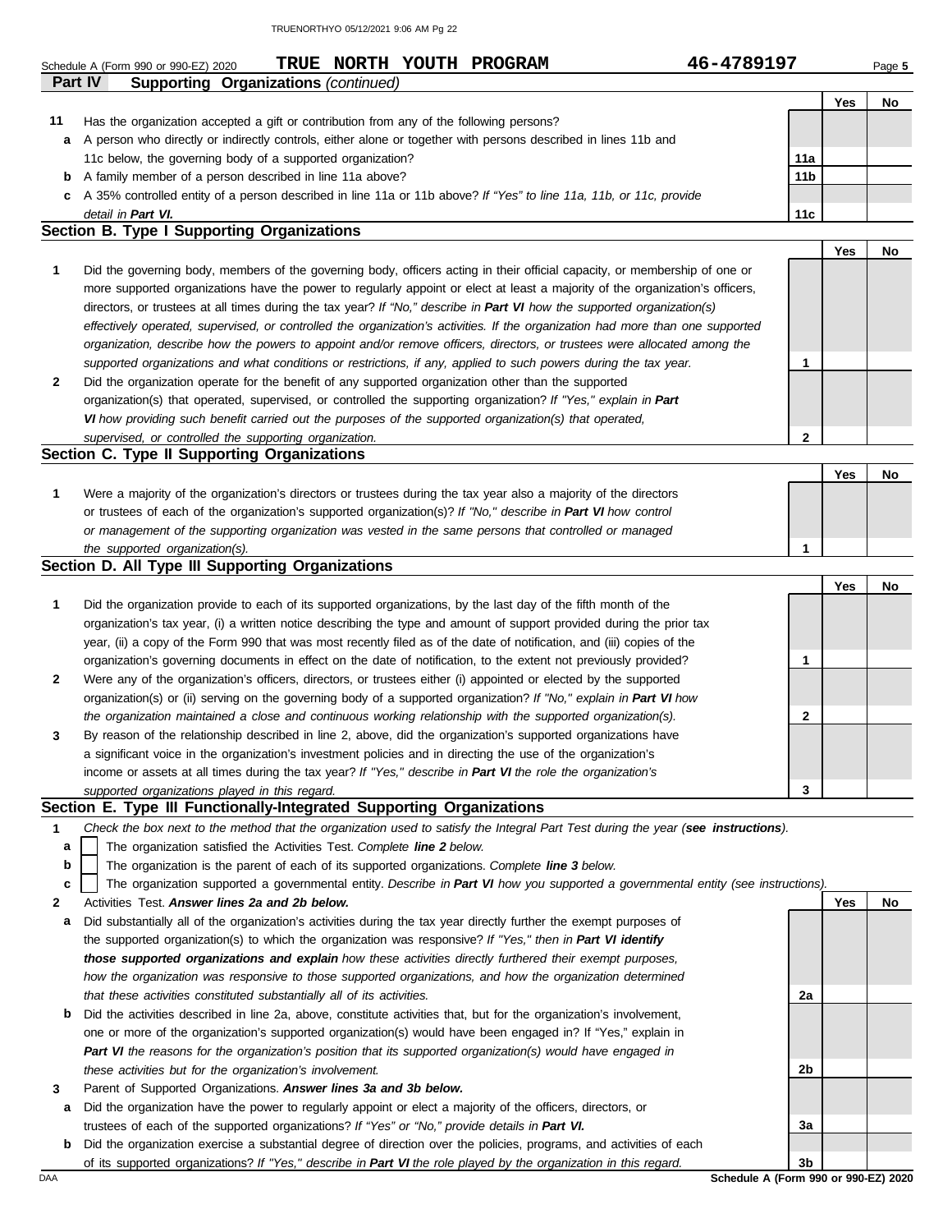Schedule A (Form 990 or 990-EZ) 2020 **TRUE NORTH YOUTH PROGRAM** 46-4789197 Page **5**

**Part IV Supporting Organizations** *(continued)*

| | | | Yes | No |
|---|---|---|---|---|
| **11** | Has the organization accepted a gift or contribution from any of the following persons? | | | |
| **a** | A person who directly or indirectly controls, either alone or together with persons described in lines 11b and 11c below, the governing body of a supported organization? | 11a | | |
| **b** | A family member of a person described in line 11a above? | 11b | | |
| **c** | A 35% controlled entity of a person described in line 11a or 11b above? *If "Yes" to line 11a, 11b, or 11c, provide detail in **Part VI**.* | 11c | | |

**Section B. Type I Supporting Organizations**

| | | | Yes | No |
|---|---|---|---|---|
| **1** | Did the governing body, members of the governing body, officers acting in their official capacity, or membership of one or more supported organizations have the power to regularly appoint or elect at least a majority of the organization's officers, directors, or trustees at all times during the tax year? *If "No," describe in **Part VI** how the supported organization(s) effectively operated, supervised, or controlled the organization's activities. If the organization had more than one supported organization, describe how the powers to appoint and/or remove officers, directors, or trustees were allocated among the supported organizations and what conditions or restrictions, if any, applied to such powers during the tax year.* | 1 | | |
| **2** | Did the organization operate for the benefit of any supported organization other than the supported organization(s) that operated, supervised, or controlled the supporting organization? *If "Yes," explain in **Part VI** how providing such benefit carried out the purposes of the supported organization(s) that operated, supervised, or controlled the supporting organization.* | 2 | | |

**Section C. Type II Supporting Organizations**

| | | | Yes | No |
|---|---|---|---|---|
| **1** | Were a majority of the organization's directors or trustees during the tax year also a majority of the directors or trustees of each of the organization's supported organization(s)? *If "No," describe in **Part VI** how control or management of the supporting organization was vested in the same persons that controlled or managed the supported organization(s).* | 1 | | |

**Section D. All Type III Supporting Organizations**

| | | | Yes | No |
|---|---|---|---|---|
| **1** | Did the organization provide to each of its supported organizations, by the last day of the fifth month of the organization's tax year, (i) a written notice describing the type and amount of support provided during the prior tax year, (ii) a copy of the Form 990 that was most recently filed as of the date of notification, and (iii) copies of the organization's governing documents in effect on the date of notification, to the extent not previously provided? | 1 | | |
| **2** | Were any of the organization's officers, directors, or trustees either (i) appointed or elected by the supported organization(s) or (ii) serving on the governing body of a supported organization? *If "No," explain in **Part VI** how the organization maintained a close and continuous working relationship with the supported organization(s).* | 2 | | |
| **3** | By reason of the relationship described in line 2, above, did the organization's supported organizations have a significant voice in the organization's investment policies and in directing the use of the organization's income or assets at all times during the tax year? *If "Yes," describe in **Part VI** the role the organization's supported organizations played in this regard.* | 3 | | |

**Section E. Type III Functionally-Integrated Supporting Organizations**

**1** *Check the box next to the method that the organization used to satisfy the Integral Part Test during the year (**see instructions**).*

- **a** ☐ The organization satisfied the Activities Test. *Complete **line 2** below.*
- **b** ☐ The organization is the parent of each of its supported organizations. *Complete **line 3** below.*
- **c** ☐ The organization supported a governmental entity. *Describe in **Part VI** how you supported a governmental entity (see instructions).*

| | | | Yes | No |
|---|---|---|---|---|
| **2** | Activities Test. ***Answer lines 2a and 2b below.*** | | | |
| **a** | Did substantially all of the organization's activities during the tax year directly further the exempt purposes of the supported organization(s) to which the organization was responsive? *If "Yes," then in **Part VI identify those supported organizations and explain** how these activities directly furthered their exempt purposes, how the organization was responsive to those supported organizations, and how the organization determined that these activities constituted substantially all of its activities.* | 2a | | |
| **b** | Did the activities described in line 2a, above, constitute activities that, but for the organization's involvement, one or more of the organization's supported organization(s) would have been engaged in? If "Yes," explain in ***Part VI** the reasons for the organization's position that its supported organization(s) would have engaged in these activities but for the organization's involvement.* | 2b | | |
| **3** | Parent of Supported Organizations. ***Answer lines 3a and 3b below.*** | | | |
| **a** | Did the organization have the power to regularly appoint or elect a majority of the officers, directors, or trustees of each of the supported organizations? *If "Yes" or "No," provide details in **Part VI.*** | 3a | | |
| **b** | Did the organization exercise a substantial degree of direction over the policies, programs, and activities of each of its supported organizations? *If "Yes," describe in **Part VI** the role played by the organization in this regard.* | 3b | | |

DAA **Schedule A (Form 990 or 990-EZ) 2020**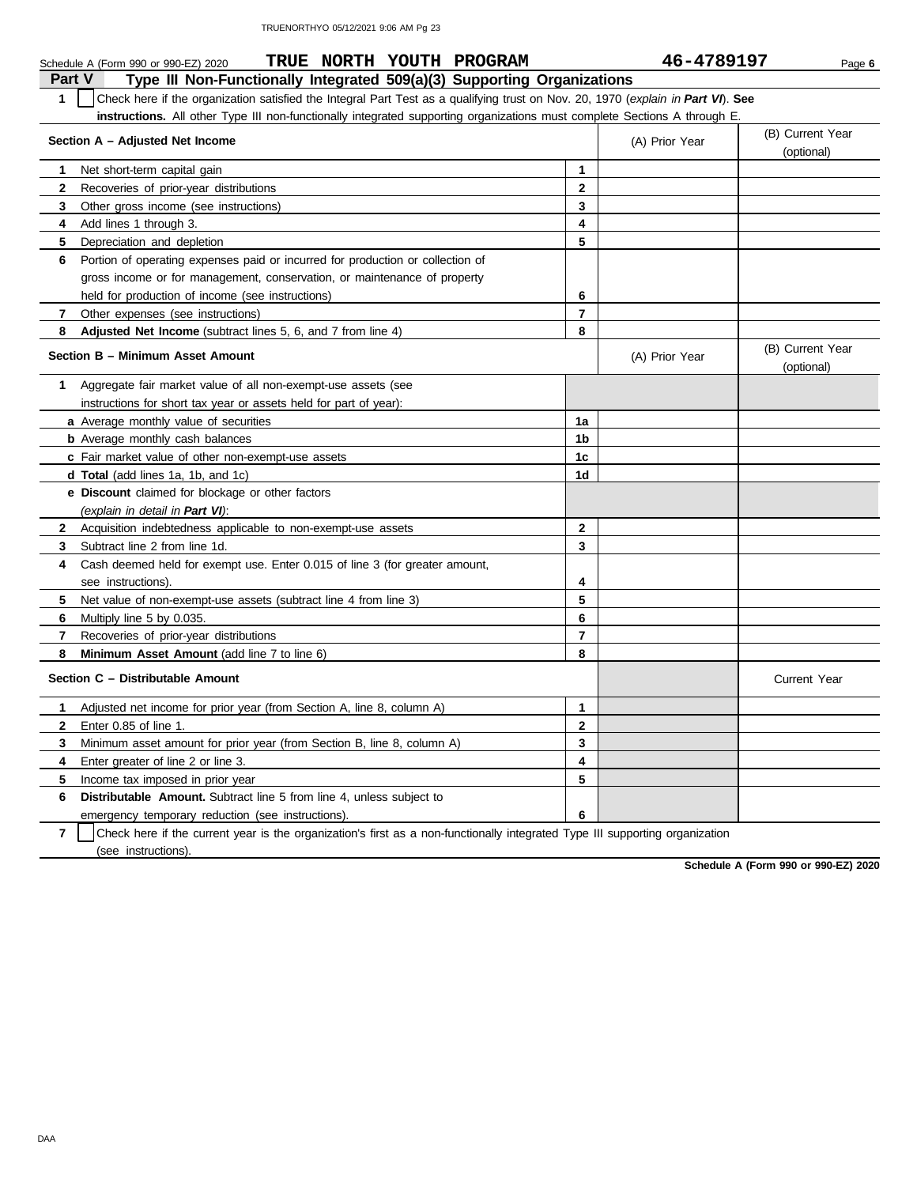Schedule A (Form 990 or 990-EZ) 2020 **TRUE NORTH YOUTH PROGRAM** **46-4789197** Page **6**

## Part V Type III Non-Functionally Integrated 509(a)(3) Supporting Organizations

**1** ☐ Check here if the organization satisfied the Integral Part Test as a qualifying trust on Nov. 20, 1970 (*explain in* ***Part VI***). **See instructions.** All other Type III non-functionally integrated supporting organizations must complete Sections A through E.

| | **Section A – Adjusted Net Income** | | (A) Prior Year | (B) Current Year (optional) |
|---|---|---|---|---|
| **1** | Net short-term capital gain | **1** | | |
| **2** | Recoveries of prior-year distributions | **2** | | |
| **3** | Other gross income (see instructions) | **3** | | |
| **4** | Add lines 1 through 3. | **4** | | |
| **5** | Depreciation and depletion | **5** | | |
| **6** | Portion of operating expenses paid or incurred for production or collection of gross income or for management, conservation, or maintenance of property held for production of income (see instructions) | **6** | | |
| **7** | Other expenses (see instructions) | **7** | | |
| **8** | **Adjusted Net Income** (subtract lines 5, 6, and 7 from line 4) | **8** | | |

| | **Section B – Minimum Asset Amount** | | (A) Prior Year | (B) Current Year (optional) |
|---|---|---|---|---|
| **1** | Aggregate fair market value of all non-exempt-use assets (see instructions for short tax year or assets held for part of year): | | | |
| | **a** Average monthly value of securities | **1a** | | |
| | **b** Average monthly cash balances | **1b** | | |
| | **c** Fair market value of other non-exempt-use assets | **1c** | | |
| | **d Total** (add lines 1a, 1b, and 1c) | **1d** | | |
| | **e Discount** claimed for blockage or other factors (*explain in detail in* ***Part VI***): | | | |
| **2** | Acquisition indebtedness applicable to non-exempt-use assets | **2** | | |
| **3** | Subtract line 2 from line 1d. | **3** | | |
| **4** | Cash deemed held for exempt use. Enter 0.015 of line 3 (for greater amount, see instructions). | **4** | | |
| **5** | Net value of non-exempt-use assets (subtract line 4 from line 3) | **5** | | |
| **6** | Multiply line 5 by 0.035. | **6** | | |
| **7** | Recoveries of prior-year distributions | **7** | | |
| **8** | **Minimum Asset Amount** (add line 7 to line 6) | **8** | | |

| | **Section C – Distributable Amount** | | | Current Year |
|---|---|---|---|---|
| **1** | Adjusted net income for prior year (from Section A, line 8, column A) | **1** | | |
| **2** | Enter 0.85 of line 1. | **2** | | |
| **3** | Minimum asset amount for prior year (from Section B, line 8, column A) | **3** | | |
| **4** | Enter greater of line 2 or line 3. | **4** | | |
| **5** | Income tax imposed in prior year | **5** | | |
| **6** | **Distributable Amount.** Subtract line 5 from line 4, unless subject to emergency temporary reduction (see instructions). | **6** | | |

**7** ☐ Check here if the current year is the organization's first as a non-functionally integrated Type III supporting organization (see instructions).

**Schedule A (Form 990 or 990-EZ) 2020**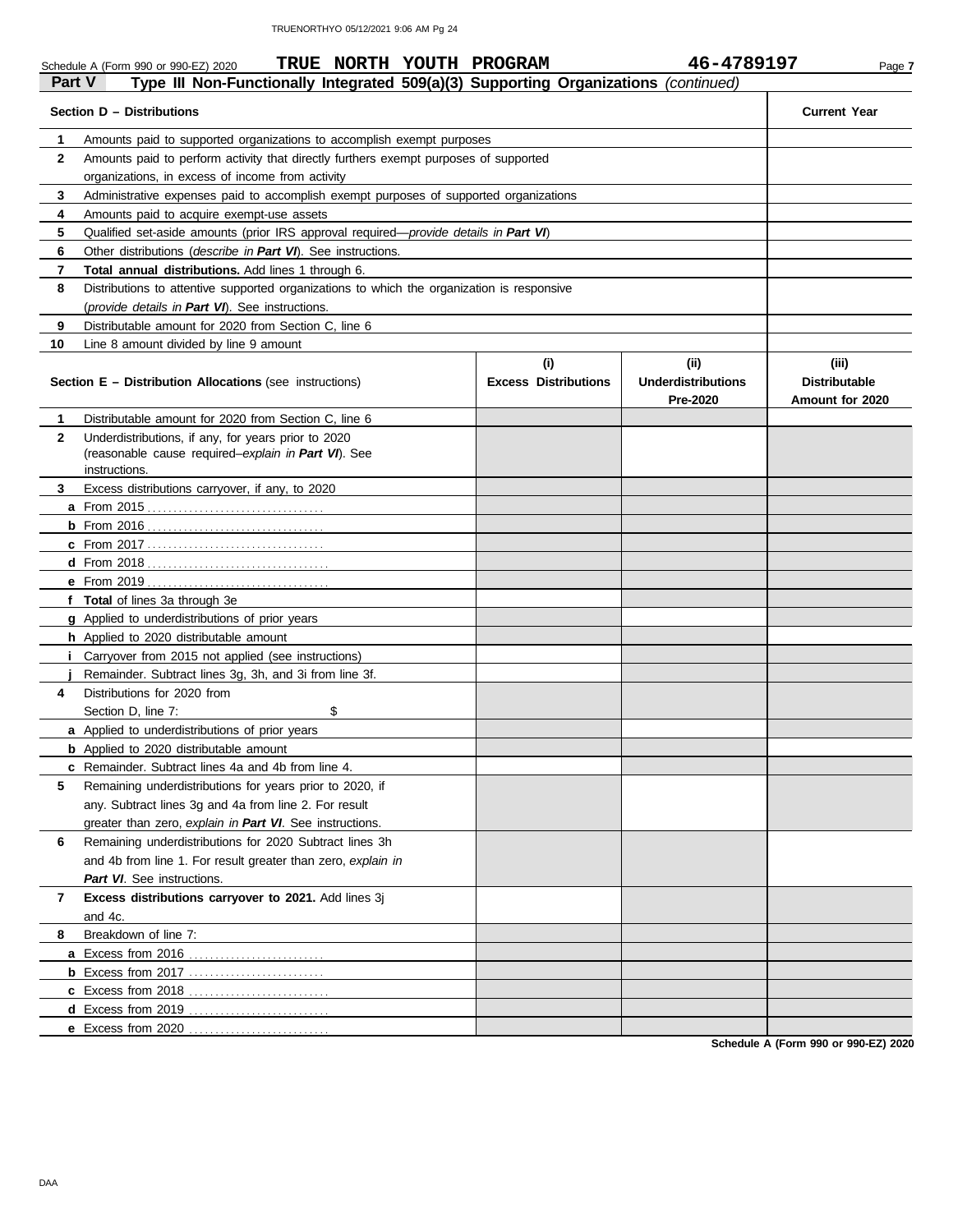Schedule A (Form 990 or 990-EZ) 2020 **TRUE NORTH YOUTH PROGRAM** **46-4789197**

## Part V Type III Non-Functionally Integrated 509(a)(3) Supporting Organizations *(continued)*

| | **Section D – Distributions** | **Current Year** |
|---|---|---|
| **1** | Amounts paid to supported organizations to accomplish exempt purposes | |
| **2** | Amounts paid to perform activity that directly furthers exempt purposes of supported organizations, in excess of income from activity | |
| **3** | Administrative expenses paid to accomplish exempt purposes of supported organizations | |
| **4** | Amounts paid to acquire exempt-use assets | |
| **5** | Qualified set-aside amounts (prior IRS approval required—*provide details in **Part VI***) | |
| **6** | Other distributions (*describe in **Part VI***). See instructions. | |
| **7** | **Total annual distributions.** Add lines 1 through 6. | |
| **8** | Distributions to attentive supported organizations to which the organization is responsive (*provide details in **Part VI***). See instructions. | |
| **9** | Distributable amount for 2020 from Section C, line 6 | |
| **10** | Line 8 amount divided by line 9 amount | |

| | **Section E – Distribution Allocations** (see instructions) | **(i) Excess Distributions** | **(ii) Underdistributions Pre-2020** | **(iii) Distributable Amount for 2020** |
|---|---|---|---|---|
| **1** | Distributable amount for 2020 from Section C, line 6 | | | |
| **2** | Underdistributions, if any, for years prior to 2020 (reasonable cause required–*explain in **Part VI***). See instructions. | | | |
| **3** | Excess distributions carryover, if any, to 2020 | | | |
| **a** | From 2015 | | | |
| **b** | From 2016 | | | |
| **c** | From 2017 | | | |
| **d** | From 2018 | | | |
| **e** | From 2019 | | | |
| **f** | **Total** of lines 3a through 3e | | | |
| **g** | Applied to underdistributions of prior years | | | |
| **h** | Applied to 2020 distributable amount | | | |
| **i** | Carryover from 2015 not applied (see instructions) | | | |
| **j** | Remainder. Subtract lines 3g, 3h, and 3i from line 3f. | | | |
| **4** | Distributions for 2020 from Section D, line 7: $ | | | |
| **a** | Applied to underdistributions of prior years | | | |
| **b** | Applied to 2020 distributable amount | | | |
| **c** | Remainder. Subtract lines 4a and 4b from line 4. | | | |
| **5** | Remaining underdistributions for years prior to 2020, if any. Subtract lines 3g and 4a from line 2. For result greater than zero, *explain in **Part VI***. See instructions. | | | |
| **6** | Remaining underdistributions for 2020 Subtract lines 3h and 4b from line 1. For result greater than zero, *explain in **Part VI***. See instructions. | | | |
| **7** | **Excess distributions carryover to 2021.** Add lines 3j and 4c. | | | |
| **8** | Breakdown of line 7: | | | |
| **a** | Excess from 2016 | | | |
| **b** | Excess from 2017 | | | |
| **c** | Excess from 2018 | | | |
| **d** | Excess from 2019 | | | |
| **e** | Excess from 2020 | | | |

**Schedule A (Form 990 or 990-EZ) 2020**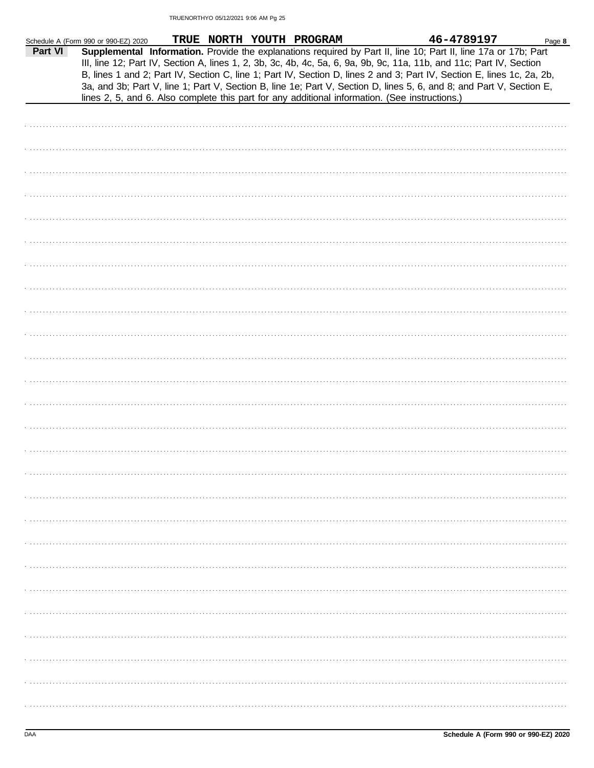Schedule A (Form 990 or 990-EZ) 2020 **TRUE NORTH YOUTH PROGRAM** **46-4789197** Page **8**

**Part VI** **Supplemental Information.** Provide the explanations required by Part II, line 10; Part II, line 17a or 17b; Part III, line 12; Part IV, Section A, lines 1, 2, 3b, 3c, 4b, 4c, 5a, 6, 9a, 9b, 9c, 11a, 11b, and 11c; Part IV, Section B, lines 1 and 2; Part IV, Section C, line 1; Part IV, Section D, lines 2 and 3; Part IV, Section E, lines 1c, 2a, 2b, 3a, and 3b; Part V, line 1; Part V, Section B, line 1e; Part V, Section D, lines 5, 6, and 8; and Part V, Section E, lines 2, 5, and 6. Also complete this part for any additional information. (See instructions.)

DAA **Schedule A (Form 990 or 990-EZ) 2020**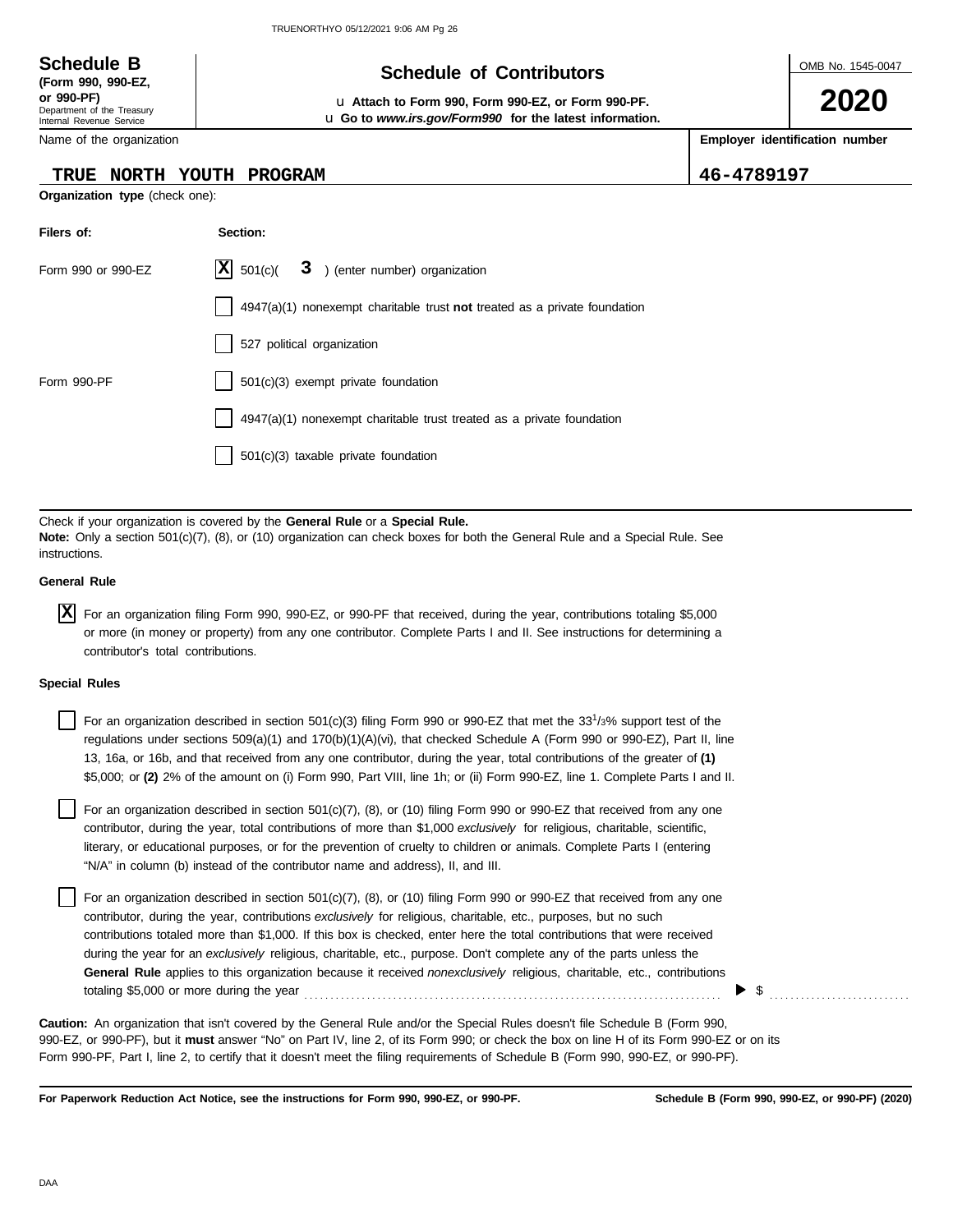**Schedule B**
**(Form 990, 990-EZ, or 990-PF)**
Department of the Treasury
Internal Revenue Service

# Schedule of Contributors

u **Attach to Form 990, Form 990-EZ, or Form 990-PF.**
u **Go to *www.irs.gov/Form990* for the latest information.**

OMB No. 1545-0047

**2020**

| Name of the organization | **Employer identification number** |
|---|---|
| **TRUE NORTH YOUTH PROGRAM** | **46-4789197** |

**Organization type** (check one):

| **Filers of:** | **Section:** |
|---|---|
| Form 990 or 990-EZ | [X] 501(c)( **3** ) (enter number) organization |
| | [ ] 4947(a)(1) nonexempt charitable trust **not** treated as a private foundation |
| | [ ] 527 political organization |
| Form 990-PF | [ ] 501(c)(3) exempt private foundation |
| | [ ] 4947(a)(1) nonexempt charitable trust treated as a private foundation |
| | [ ] 501(c)(3) taxable private foundation |

Check if your organization is covered by the **General Rule** or a **Special Rule.**
**Note:** Only a section 501(c)(7), (8), or (10) organization can check boxes for both the General Rule and a Special Rule. See instructions.

**General Rule**

[X] For an organization filing Form 990, 990-EZ, or 990-PF that received, during the year, contributions totaling $5,000 or more (in money or property) from any one contributor. Complete Parts I and II. See instructions for determining a contributor's total contributions.

**Special Rules**

[ ] For an organization described in section 501(c)(3) filing Form 990 or 990-EZ that met the 33 1/3% support test of the regulations under sections 509(a)(1) and 170(b)(1)(A)(vi), that checked Schedule A (Form 990 or 990-EZ), Part II, line 13, 16a, or 16b, and that received from any one contributor, during the year, total contributions of the greater of **(1)** $5,000; or **(2)** 2% of the amount on (i) Form 990, Part VIII, line 1h; or (ii) Form 990-EZ, line 1. Complete Parts I and II.

[ ] For an organization described in section 501(c)(7), (8), or (10) filing Form 990 or 990-EZ that received from any one contributor, during the year, total contributions of more than $1,000 *exclusively* for religious, charitable, scientific, literary, or educational purposes, or for the prevention of cruelty to children or animals. Complete Parts I (entering "N/A" in column (b) instead of the contributor name and address), II, and III.

[ ] For an organization described in section 501(c)(7), (8), or (10) filing Form 990 or 990-EZ that received from any one contributor, during the year, contributions *exclusively* for religious, charitable, etc., purposes, but no such contributions totaled more than $1,000. If this box is checked, enter here the total contributions that were received during the year for an *exclusively* religious, charitable, etc., purpose. Don't complete any of the parts unless the **General Rule** applies to this organization because it received *nonexclusively* religious, charitable, etc., contributions totaling $5,000 or more during the year . . . . . . . . . . . . . . . . . . . . . . . . . . . . . . . . . . . . . . ▶ $ . . . . . . . . . . . . . . . .

**Caution:** An organization that isn't covered by the General Rule and/or the Special Rules doesn't file Schedule B (Form 990, 990-EZ, or 990-PF), but it **must** answer "No" on Part IV, line 2, of its Form 990; or check the box on line H of its Form 990-EZ or on its Form 990-PF, Part I, line 2, to certify that it doesn't meet the filing requirements of Schedule B (Form 990, 990-EZ, or 990-PF).

**For Paperwork Reduction Act Notice, see the instructions for Form 990, 990-EZ, or 990-PF.** **Schedule B (Form 990, 990-EZ, or 990-PF) (2020)**

DAA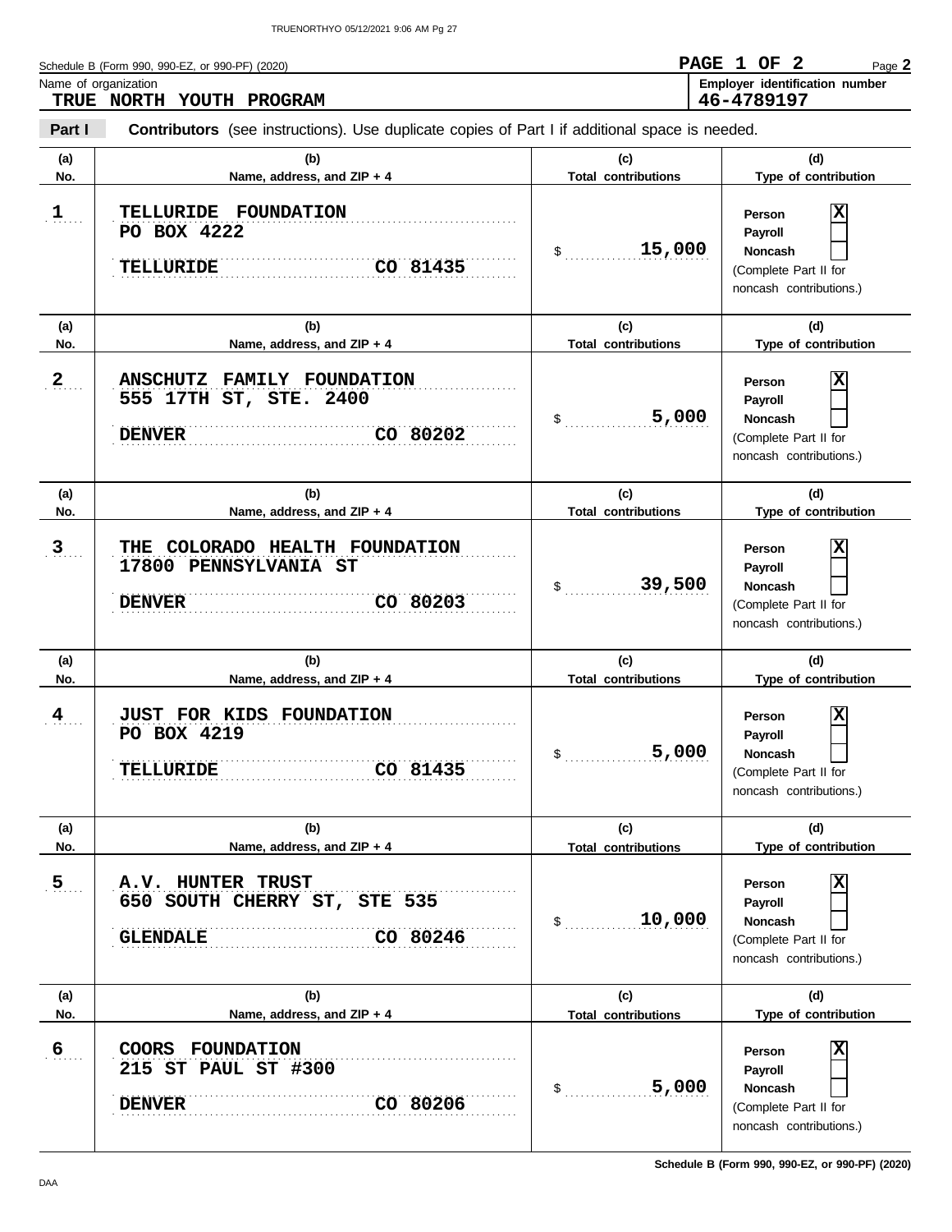Schedule B (Form 990, 990-EZ, or 990-PF) (2020)

**PAGE 1 OF 2**

Name of organization
**TRUE NORTH YOUTH PROGRAM**

Employer identification number
**46-4789197**

**Part I** **Contributors** (see instructions). Use duplicate copies of Part I if additional space is needed.

| (a) No. | (b) Name, address, and ZIP + 4 | (c) Total contributions | (d) Type of contribution |
|---|---|---|---|
| 1 | TELLURIDE FOUNDATION<br>PO BOX 4222<br>TELLURIDE CO 81435 | $ 15,000 | Person [X]<br>Payroll [ ]<br>Noncash [ ]<br>(Complete Part II for noncash contributions.) |
| 2 | ANSCHUTZ FAMILY FOUNDATION<br>555 17TH ST, STE. 2400<br>DENVER CO 80202 | $ 5,000 | Person [X]<br>Payroll [ ]<br>Noncash [ ]<br>(Complete Part II for noncash contributions.) |
| 3 | THE COLORADO HEALTH FOUNDATION<br>17800 PENNSYLVANIA ST<br>DENVER CO 80203 | $ 39,500 | Person [X]<br>Payroll [ ]<br>Noncash [ ]<br>(Complete Part II for noncash contributions.) |
| 4 | JUST FOR KIDS FOUNDATION<br>PO BOX 4219<br>TELLURIDE CO 81435 | $ 5,000 | Person [X]<br>Payroll [ ]<br>Noncash [ ]<br>(Complete Part II for noncash contributions.) |
| 5 | A.V. HUNTER TRUST<br>650 SOUTH CHERRY ST, STE 535<br>GLENDALE CO 80246 | $ 10,000 | Person [X]<br>Payroll [ ]<br>Noncash [ ]<br>(Complete Part II for noncash contributions.) |
| 6 | COORS FOUNDATION<br>215 ST PAUL ST #300<br>DENVER CO 80206 | $ 5,000 | Person [X]<br>Payroll [ ]<br>Noncash [ ]<br>(Complete Part II for noncash contributions.) |

**Schedule B (Form 990, 990-EZ, or 990-PF) (2020)**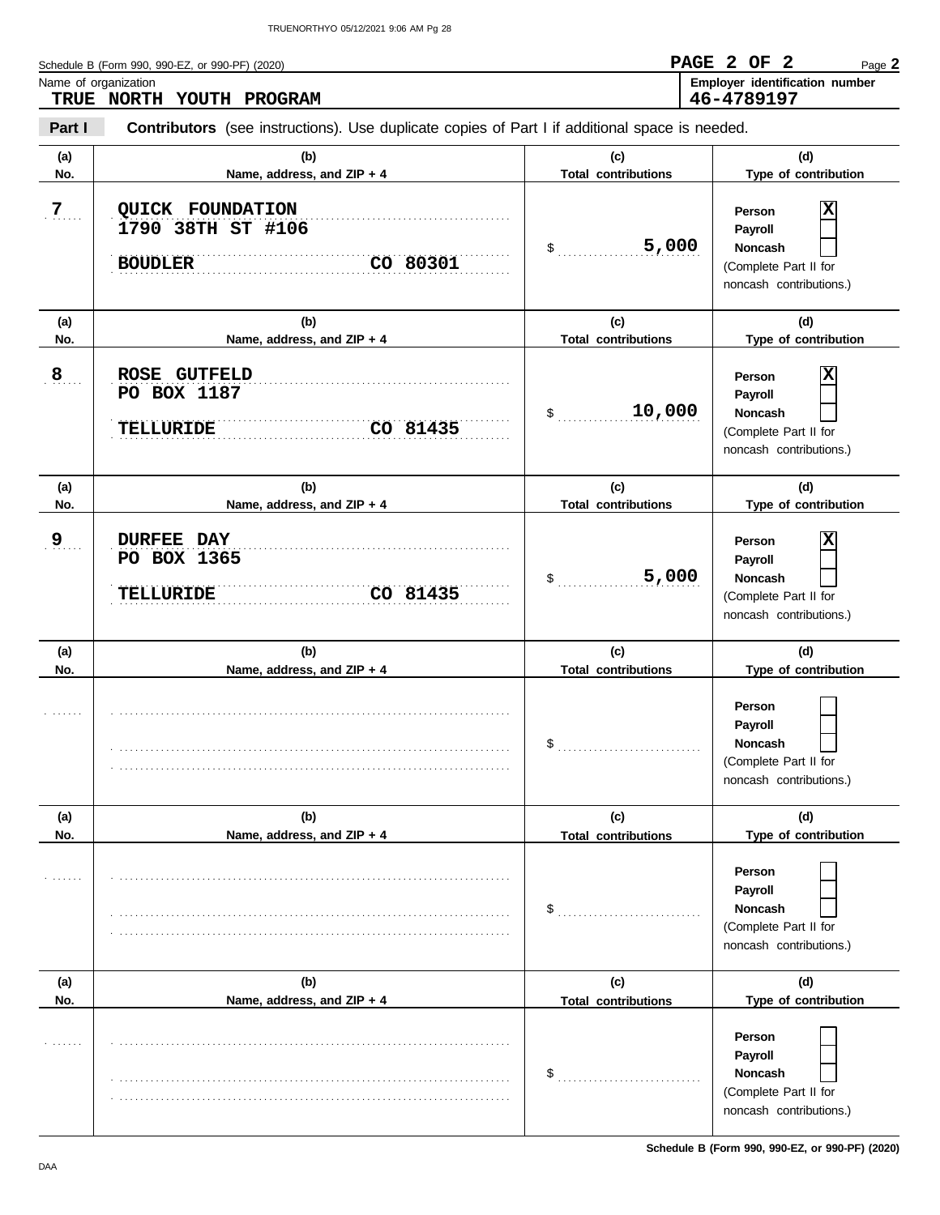Schedule B (Form 990, 990-EZ, or 990-PF) (2020)

Name of organization
**TRUE NORTH YOUTH PROGRAM**

**Employer identification number**
**46-4789197**

**Part I** **Contributors** (see instructions). Use duplicate copies of Part I if additional space is needed.

| (a) No. | (b) Name, address, and ZIP + 4 | (c) Total contributions | (d) Type of contribution |
|---|---|---|---|
| 7 | QUICK FOUNDATION<br>1790 38TH ST #106<br>BOUDLER CO 80301 | $ 5,000 | Person [X]<br>Payroll [ ]<br>Noncash [ ]<br>(Complete Part II for noncash contributions.) |
| 8 | ROSE GUTFELD<br>PO BOX 1187<br>TELLURIDE CO 81435 | $ 10,000 | Person [X]<br>Payroll [ ]<br>Noncash [ ]<br>(Complete Part II for noncash contributions.) |
| 9 | DURFEE DAY<br>PO BOX 1365<br>TELLURIDE CO 81435 | $ 5,000 | Person [X]<br>Payroll [ ]<br>Noncash [ ]<br>(Complete Part II for noncash contributions.) |
| | | $ | Person [ ]<br>Payroll [ ]<br>Noncash [ ]<br>(Complete Part II for noncash contributions.) |
| | | $ | Person [ ]<br>Payroll [ ]<br>Noncash [ ]<br>(Complete Part II for noncash contributions.) |
| | | $ | Person [ ]<br>Payroll [ ]<br>Noncash [ ]<br>(Complete Part II for noncash contributions.) |

Schedule B (Form 990, 990-EZ, or 990-PF) (2020)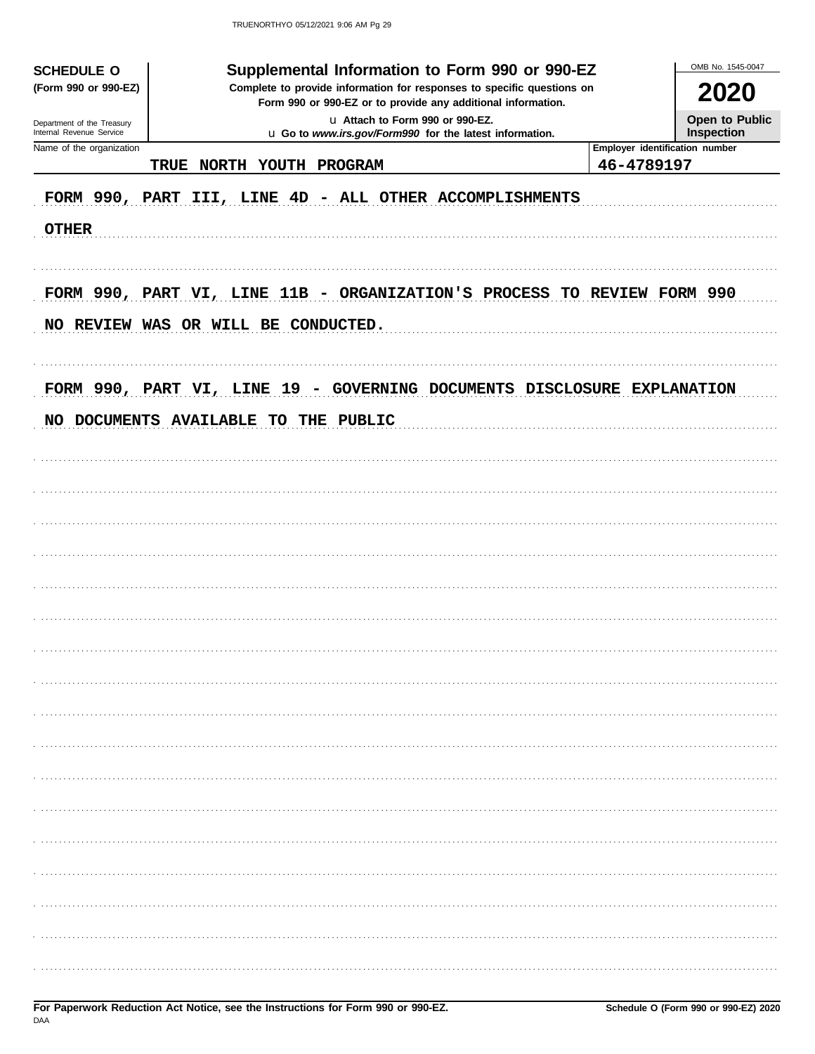**SCHEDULE O**
**(Form 990 or 990-EZ)**

Department of the Treasury
Internal Revenue Service

# Supplemental Information to Form 990 or 990-EZ

**Complete to provide information for responses to specific questions on Form 990 or 990-EZ or to provide any additional information.**

u Attach to Form 990 or 990-EZ.
u Go to *www.irs.gov/Form990* for the latest information.

OMB No. 1545-0047

**2020**

**Open to Public Inspection**

| Name of the organization | Employer identification number |
|---|---|
| TRUE NORTH YOUTH PROGRAM | 46-4789197 |

FORM 990, PART III, LINE 4D - ALL OTHER ACCOMPLISHMENTS

OTHER

FORM 990, PART VI, LINE 11B - ORGANIZATION'S PROCESS TO REVIEW FORM 990

NO REVIEW WAS OR WILL BE CONDUCTED.

FORM 990, PART VI, LINE 19 - GOVERNING DOCUMENTS DISCLOSURE EXPLANATION

NO DOCUMENTS AVAILABLE TO THE PUBLIC

**For Paperwork Reduction Act Notice, see the Instructions for Form 990 or 990-EZ.**

DAA

**Schedule O (Form 990 or 990-EZ) 2020**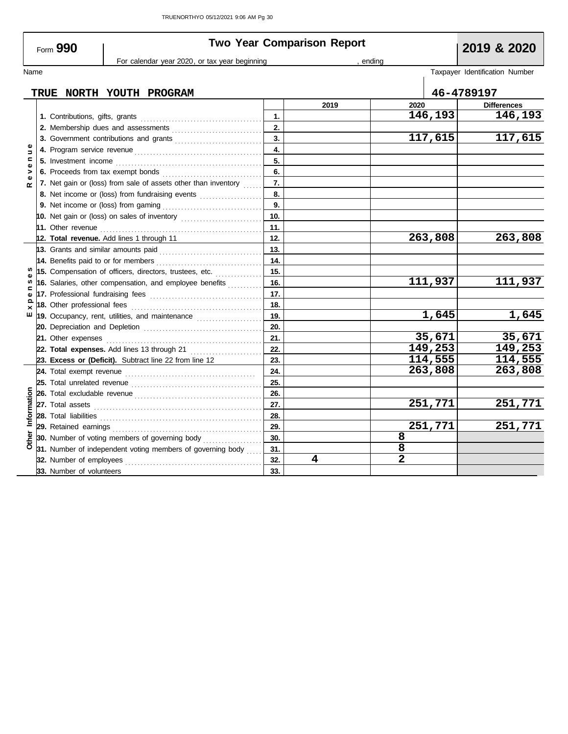Form **990**

# Two Year Comparison Report

**2019 & 2020**

For calendar year 2020, or tax year beginning , ending

Name: **TRUE NORTH YOUTH PROGRAM**

Taxpayer Identification Number: **46-4789197**

| Section | Line | | 2019 | 2020 | Differences |
|---|---|---|---|---|---|
| Revenue | 1. Contributions, gifts, grants | 1. | | 146,193 | 146,193 |
| | 2. Membership dues and assessments | 2. | | | |
| | 3. Government contributions and grants | 3. | | 117,615 | 117,615 |
| | 4. Program service revenue | 4. | | | |
| | 5. Investment income | 5. | | | |
| | 6. Proceeds from tax exempt bonds | 6. | | | |
| | 7. Net gain or (loss) from sale of assets other than inventory | 7. | | | |
| | 8. Net income or (loss) from fundraising events | 8. | | | |
| | 9. Net income or (loss) from gaming | 9. | | | |
| | 10. Net gain or (loss) on sales of inventory | 10. | | | |
| | 11. Other revenue | 11. | | | |
| | 12. **Total revenue.** Add lines 1 through 11 | 12. | | 263,808 | 263,808 |
| Expenses | 13. Grants and similar amounts paid | 13. | | | |
| | 14. Benefits paid to or for members | 14. | | | |
| | 15. Compensation of officers, directors, trustees, etc. | 15. | | | |
| | 16. Salaries, other compensation, and employee benefits | 16. | | 111,937 | 111,937 |
| | 17. Professional fundraising fees | 17. | | | |
| | 18. Other professional fees | 18. | | | |
| | 19. Occupancy, rent, utilities, and maintenance | 19. | | 1,645 | 1,645 |
| | 20. Depreciation and Depletion | 20. | | | |
| | 21. Other expenses | 21. | | 35,671 | 35,671 |
| | 22. **Total expenses.** Add lines 13 through 21 | 22. | | 149,253 | 149,253 |
| | 23. **Excess or (Deficit).** Subtract line 22 from line 12 | 23. | | 114,555 | 114,555 |
| Other Information | 24. Total exempt revenue | 24. | | 263,808 | 263,808 |
| | 25. Total unrelated revenue | 25. | | | |
| | 26. Total excludable revenue | 26. | | | |
| | 27. Total assets | 27. | | 251,771 | 251,771 |
| | 28. Total liabilities | 28. | | | |
| | 29. Retained earnings | 29. | | 251,771 | 251,771 |
| | 30. Number of voting members of governing body | 30. | | 8 | |
| | 31. Number of independent voting members of governing body | 31. | | 8 | |
| | 32. Number of employees | 32. | 4 | 2 | |
| | 33. Number of volunteers | 33. | | | |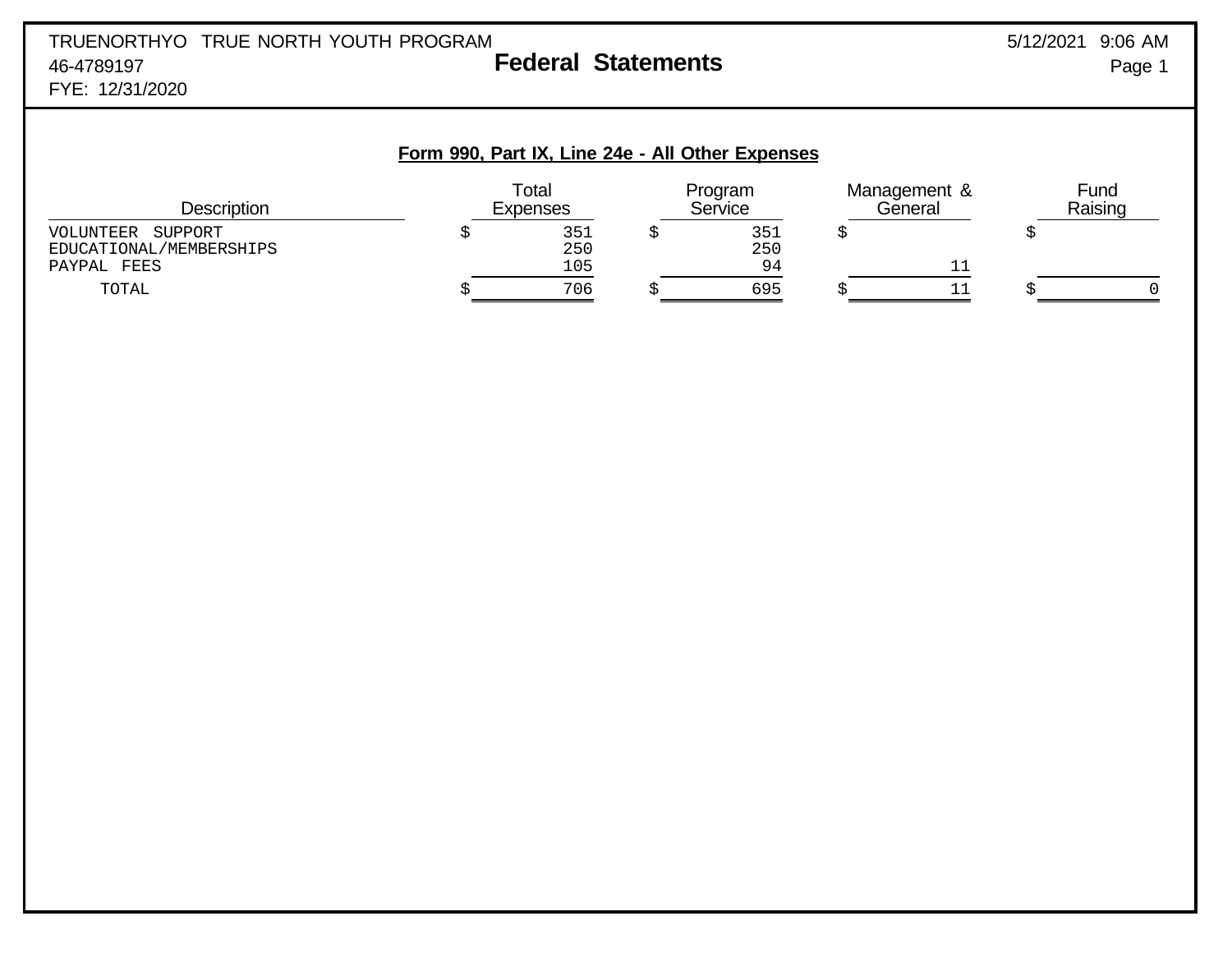TRUENORTHYO TRUE NORTH YOUTH PROGRAM
46-4789197
FYE: 12/31/2020

# Federal Statements

## Form 990, Part IX, Line 24e - All Other Expenses

| Description | Total Expenses | Program Service | Management & General | Fund Raising |
|---|---|---|---|---|
| VOLUNTEER SUPPORT | $ 351 | $ 351 | $ | $ |
| EDUCATIONAL/MEMBERSHIPS | 250 | 250 | | |
| PAYPAL FEES | 105 | 94 | 11 | |
| TOTAL | $ 706 | $ 695 | $ 11 | $ 0 |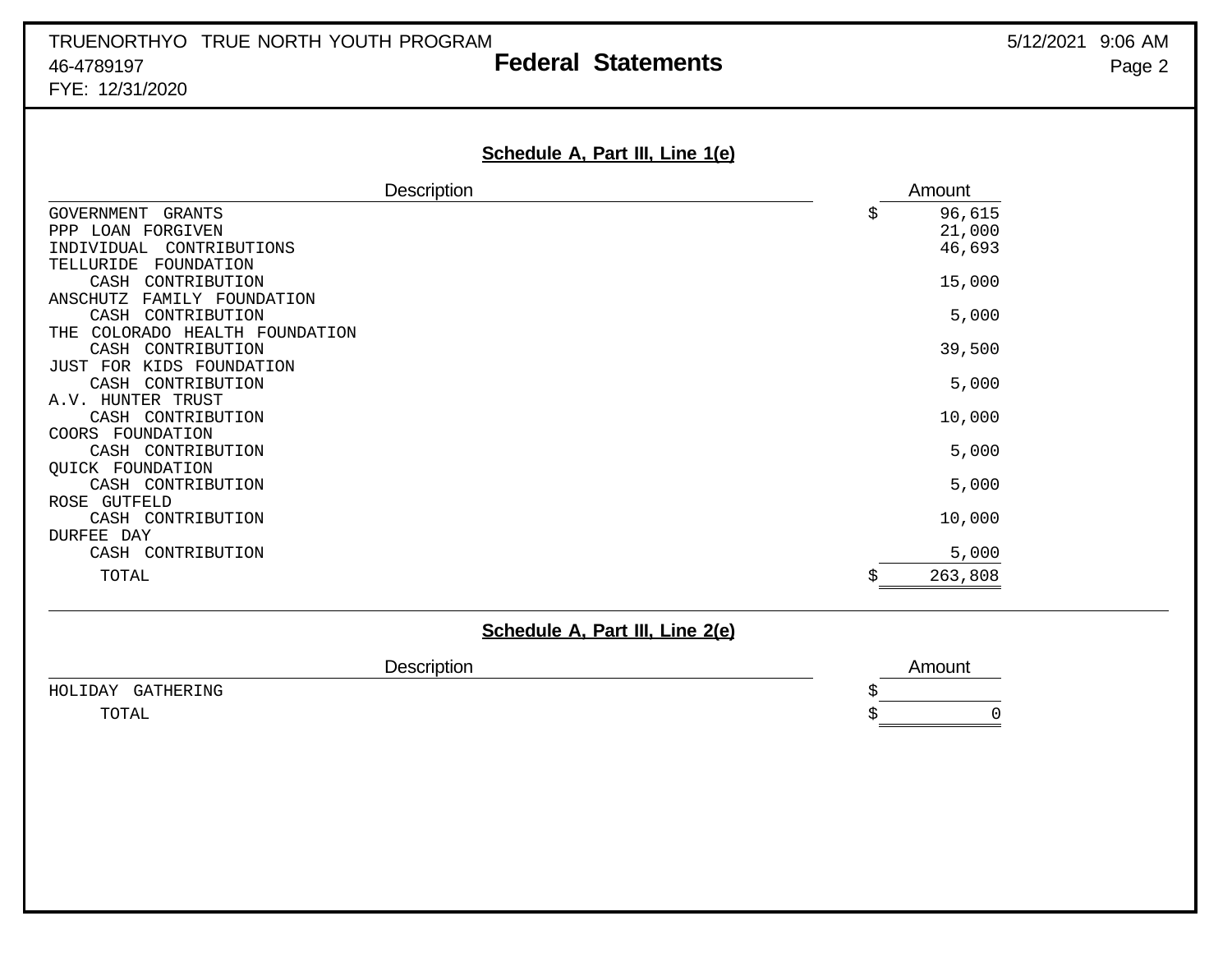## Schedule A, Part III, Line 1(e)

| Description | Amount |
|---|---|
| GOVERNMENT GRANTS | $ 96,615 |
| PPP LOAN FORGIVEN | 21,000 |
| INDIVIDUAL CONTRIBUTIONS | 46,693 |
| TELLURIDE FOUNDATION | |
| CASH CONTRIBUTION | 15,000 |
| ANSCHUTZ FAMILY FOUNDATION | |
| CASH CONTRIBUTION | 5,000 |
| THE COLORADO HEALTH FOUNDATION | |
| CASH CONTRIBUTION | 39,500 |
| JUST FOR KIDS FOUNDATION | |
| CASH CONTRIBUTION | 5,000 |
| A.V. HUNTER TRUST | |
| CASH CONTRIBUTION | 10,000 |
| COORS FOUNDATION | |
| CASH CONTRIBUTION | 5,000 |
| QUICK FOUNDATION | |
| CASH CONTRIBUTION | 5,000 |
| ROSE GUTFELD | |
| CASH CONTRIBUTION | 10,000 |
| DURFEE DAY | |
| CASH CONTRIBUTION | 5,000 |
| TOTAL | $ 263,808 |

## Schedule A, Part III, Line 2(e)

| Description | Amount |
|---|---|
| HOLIDAY GATHERING | $ |
| TOTAL | $ 0 |